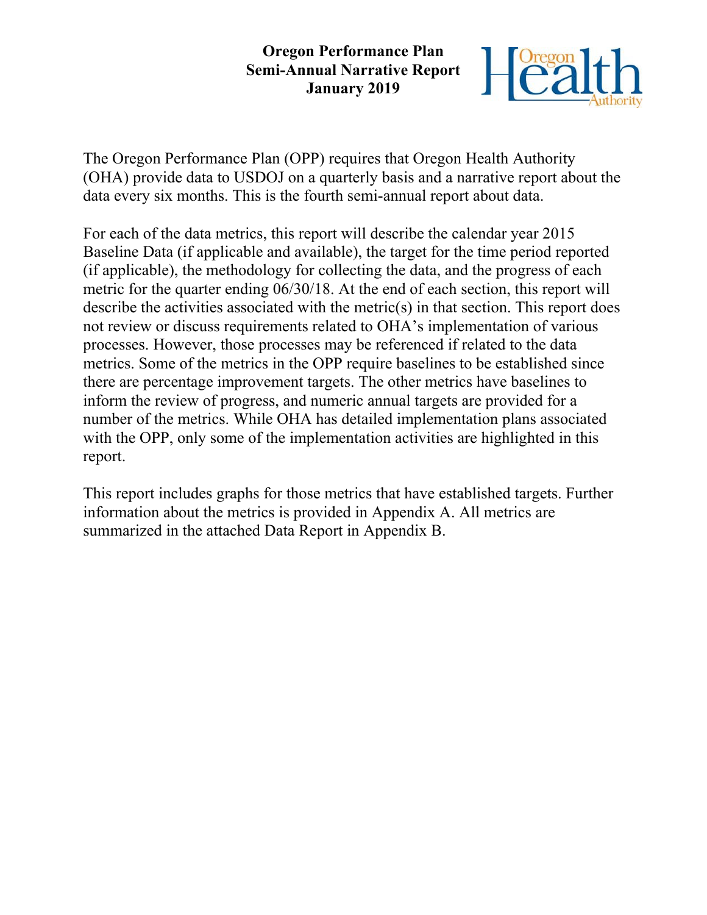# Oregon Performance Plan
# Semi-Annual Narrative Report
# January 2019

The Oregon Performance Plan (OPP) requires that Oregon Health Authority (OHA) provide data to USDOJ on a quarterly basis and a narrative report about the data every six months. This is the fourth semi-annual report about data.

For each of the data metrics, this report will describe the calendar year 2015 Baseline Data (if applicable and available), the target for the time period reported (if applicable), the methodology for collecting the data, and the progress of each metric for the quarter ending 06/30/18. At the end of each section, this report will describe the activities associated with the metric(s) in that section. This report does not review or discuss requirements related to OHA's implementation of various processes. However, those processes may be referenced if related to the data metrics. Some of the metrics in the OPP require baselines to be established since there are percentage improvement targets. The other metrics have baselines to inform the review of progress, and numeric annual targets are provided for a number of the metrics. While OHA has detailed implementation plans associated with the OPP, only some of the implementation activities are highlighted in this report.

This report includes graphs for those metrics that have established targets. Further information about the metrics is provided in Appendix A. All metrics are summarized in the attached Data Report in Appendix B.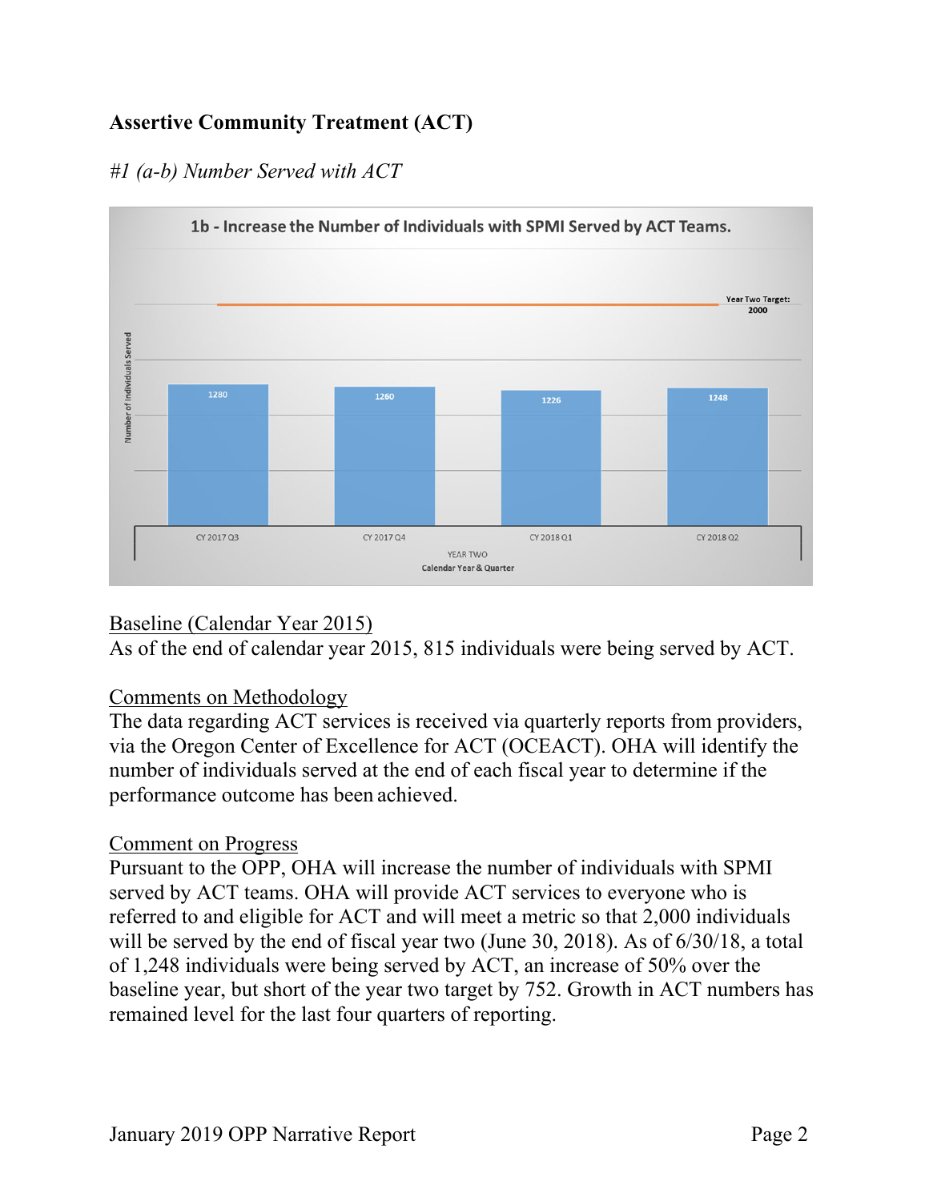**Assertive Community Treatment (ACT)**

*#1 (a-b) Number Served with ACT*

1b - Increase the Number of Individuals with SPMI Served by ACT Teams.

Year Two Target: 2000

Number of Individuals Served

1280

1260

1226

1248

CY 2017 Q3

CY 2017 Q4

CY 2018 Q1

CY 2018 Q2

YEAR TWO

Calendar Year & Quarter

<u>Baseline (Calendar Year 2015)</u>

As of the end of calendar year 2015, 815 individuals were being served by ACT.

<u>Comments on Methodology</u>

The data regarding ACT services is received via quarterly reports from providers, via the Oregon Center of Excellence for ACT (OCEACT). OHA will identify the number of individuals served at the end of each fiscal year to determine if the performance outcome has been achieved.

<u>Comment on Progress</u>

Pursuant to the OPP, OHA will increase the number of individuals with SPMI served by ACT teams. OHA will provide ACT services to everyone who is referred to and eligible for ACT and will meet a metric so that 2,000 individuals will be served by the end of fiscal year two (June 30, 2018). As of 6/30/18, a total of 1,248 individuals were being served by ACT, an increase of 50% over the baseline year, but short of the year two target by 752. Growth in ACT numbers has remained level for the last four quarters of reporting.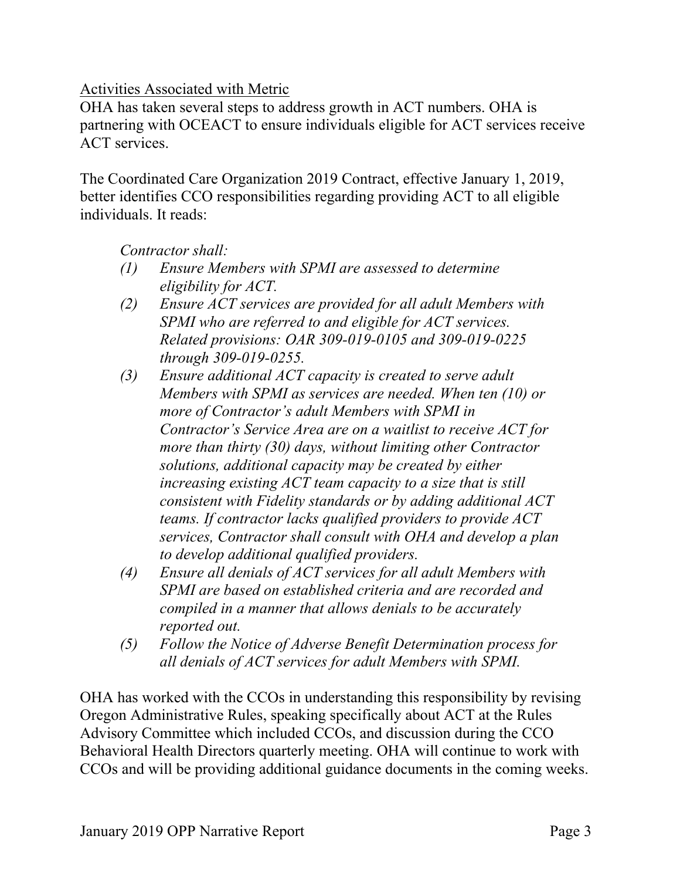<u>Activities Associated with Metric</u>

OHA has taken several steps to address growth in ACT numbers. OHA is partnering with OCEACT to ensure individuals eligible for ACT services receive ACT services.

The Coordinated Care Organization 2019 Contract, effective January 1, 2019, better identifies CCO responsibilities regarding providing ACT to all eligible individuals. It reads:

> *Contractor shall:*
>
> *(1) Ensure Members with SPMI are assessed to determine eligibility for ACT.*
>
> *(2) Ensure ACT services are provided for all adult Members with SPMI who are referred to and eligible for ACT services. Related provisions: OAR 309-019-0105 and 309-019-0225 through 309-019-0255.*
>
> *(3) Ensure additional ACT capacity is created to serve adult Members with SPMI as services are needed. When ten (10) or more of Contractor's adult Members with SPMI in Contractor's Service Area are on a waitlist to receive ACT for more than thirty (30) days, without limiting other Contractor solutions, additional capacity may be created by either increasing existing ACT team capacity to a size that is still consistent with Fidelity standards or by adding additional ACT teams. If contractor lacks qualified providers to provide ACT services, Contractor shall consult with OHA and develop a plan to develop additional qualified providers.*
>
> *(4) Ensure all denials of ACT services for all adult Members with SPMI are based on established criteria and are recorded and compiled in a manner that allows denials to be accurately reported out.*
>
> *(5) Follow the Notice of Adverse Benefit Determination process for all denials of ACT services for adult Members with SPMI.*

OHA has worked with the CCOs in understanding this responsibility by revising Oregon Administrative Rules, speaking specifically about ACT at the Rules Advisory Committee which included CCOs, and discussion during the CCO Behavioral Health Directors quarterly meeting. OHA will continue to work with CCOs and will be providing additional guidance documents in the coming weeks.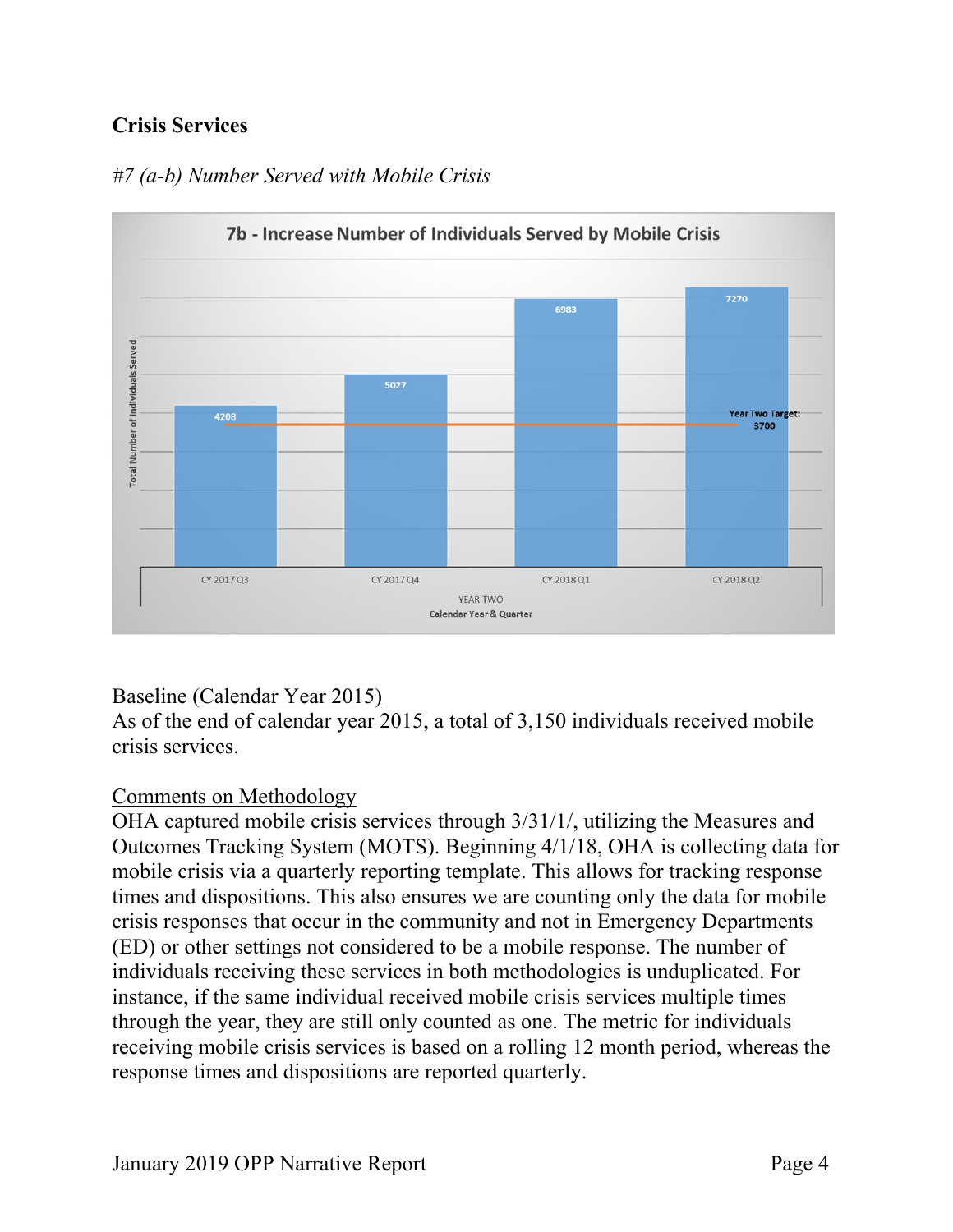**Crisis Services**

*#7 (a-b) Number Served with Mobile Crisis*

7b - Increase Number of Individuals Served by Mobile Crisis

Total Number of Individuals Served

4208
5027
6983
7270

Year Two Target: 3700

CY 2017 Q3
CY 2017 Q4
CY 2018 Q1
CY 2018 Q2

YEAR TWO

Calendar Year & Quarter

<u>Baseline (Calendar Year 2015)</u>

As of the end of calendar year 2015, a total of 3,150 individuals received mobile crisis services.

<u>Comments on Methodology</u>

OHA captured mobile crisis services through 3/31/1/, utilizing the Measures and Outcomes Tracking System (MOTS). Beginning 4/1/18, OHA is collecting data for mobile crisis via a quarterly reporting template. This allows for tracking response times and dispositions. This also ensures we are counting only the data for mobile crisis responses that occur in the community and not in Emergency Departments (ED) or other settings not considered to be a mobile response. The number of individuals receiving these services in both methodologies is unduplicated. For instance, if the same individual received mobile crisis services multiple times through the year, they are still only counted as one. The metric for individuals receiving mobile crisis services is based on a rolling 12 month period, whereas the response times and dispositions are reported quarterly.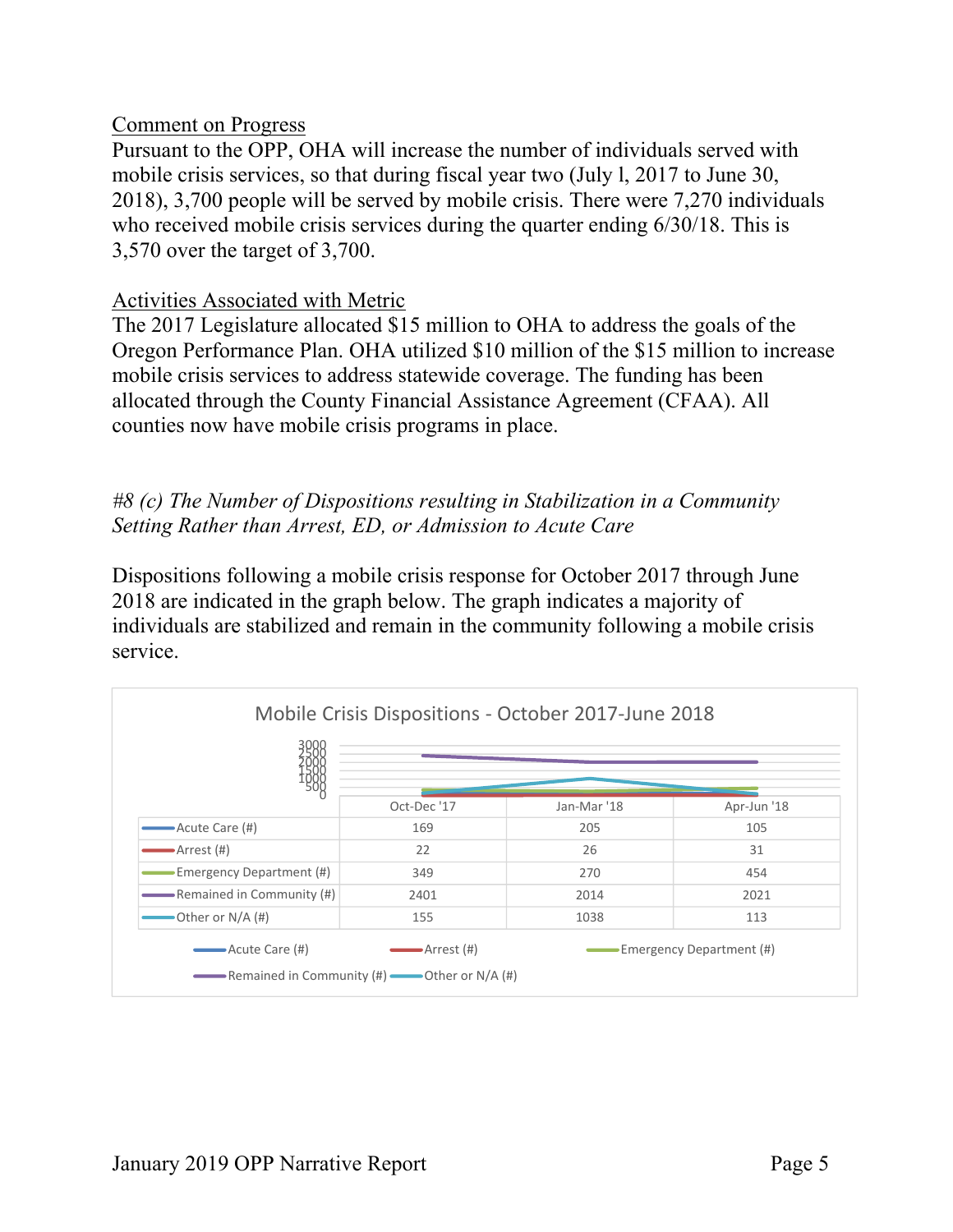<u>Comment on Progress</u>

Pursuant to the OPP, OHA will increase the number of individuals served with mobile crisis services, so that during fiscal year two (July l, 2017 to June 30, 2018), 3,700 people will be served by mobile crisis. There were 7,270 individuals who received mobile crisis services during the quarter ending 6/30/18. This is 3,570 over the target of 3,700.

<u>Activities Associated with Metric</u>

The 2017 Legislature allocated $15 million to OHA to address the goals of the Oregon Performance Plan. OHA utilized $10 million of the $15 million to increase mobile crisis services to address statewide coverage. The funding has been allocated through the County Financial Assistance Agreement (CFAA). All counties now have mobile crisis programs in place.

*#8 (c) The Number of Dispositions resulting in Stabilization in a Community Setting Rather than Arrest, ED, or Admission to Acute Care*

Dispositions following a mobile crisis response for October 2017 through June 2018 are indicated in the graph below. The graph indicates a majority of individuals are stabilized and remain in the community following a mobile crisis service.

Mobile Crisis Dispositions - October 2017-June 2018

3000
2500
2000
1500
1000
500
0

| | Oct-Dec '17 | Jan-Mar '18 | Apr-Jun '18 |
|---|---|---|---|
| Acute Care (#) | 169 | 205 | 105 |
| Arrest (#) | 22 | 26 | 31 |
| Emergency Department (#) | 349 | 270 | 454 |
| Remained in Community (#) | 2401 | 2014 | 2021 |
| Other or N/A (#) | 155 | 1038 | 113 |

Acute Care (#)
Arrest (#)
Emergency Department (#)
Remained in Community (#)
Other or N/A (#)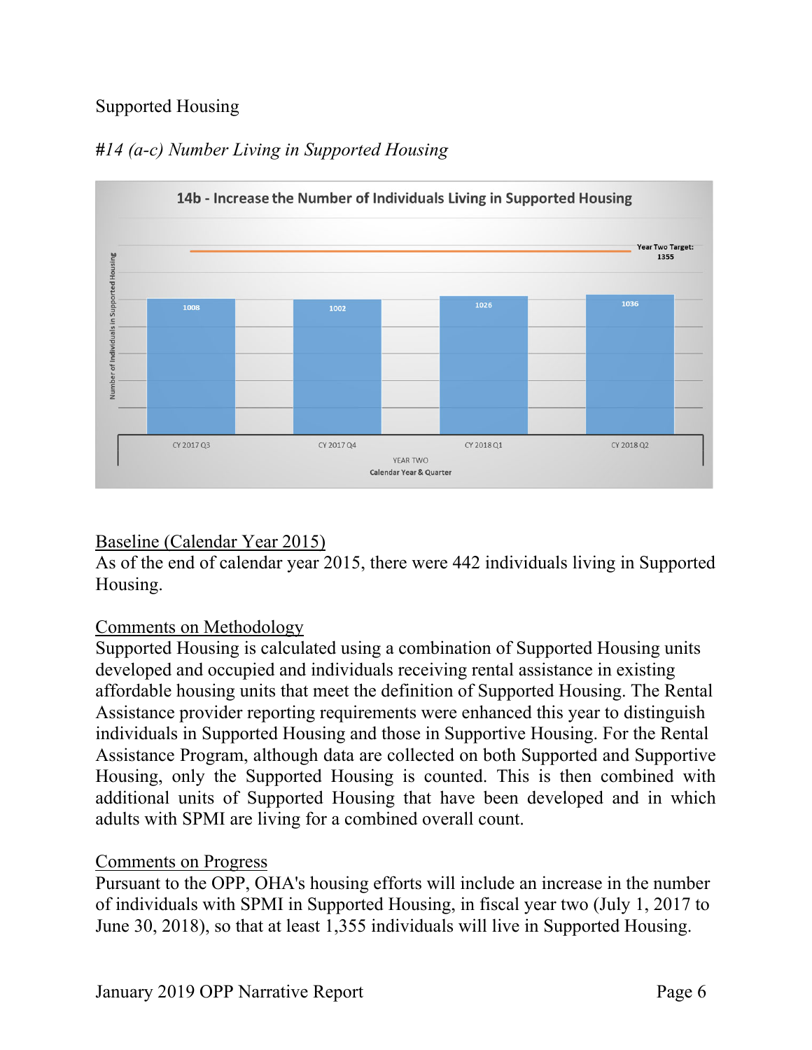Supported Housing

*#14 (a-c) Number Living in Supported Housing*

**14b - Increase the Number of Individuals Living in Supported Housing**

| Calendar Year & Quarter (Year Two) | Number of Individuals in Supported Housing |
|---|---|
| CY 2017 Q3 | 1008 |
| CY 2017 Q4 | 1002 |
| CY 2018 Q1 | 1026 |
| CY 2018 Q2 | 1036 |

Year Two Target: 1355

<u>Baseline (Calendar Year 2015)</u>
As of the end of calendar year 2015, there were 442 individuals living in Supported Housing.

<u>Comments on Methodology</u>
Supported Housing is calculated using a combination of Supported Housing units developed and occupied and individuals receiving rental assistance in existing affordable housing units that meet the definition of Supported Housing. The Rental Assistance provider reporting requirements were enhanced this year to distinguish individuals in Supported Housing and those in Supportive Housing. For the Rental Assistance Program, although data are collected on both Supported and Supportive Housing, only the Supported Housing is counted. This is then combined with additional units of Supported Housing that have been developed and in which adults with SPMI are living for a combined overall count.

<u>Comments on Progress</u>
Pursuant to the OPP, OHA's housing efforts will include an increase in the number of individuals with SPMI in Supported Housing, in fiscal year two (July 1, 2017 to June 30, 2018), so that at least 1,355 individuals will live in Supported Housing.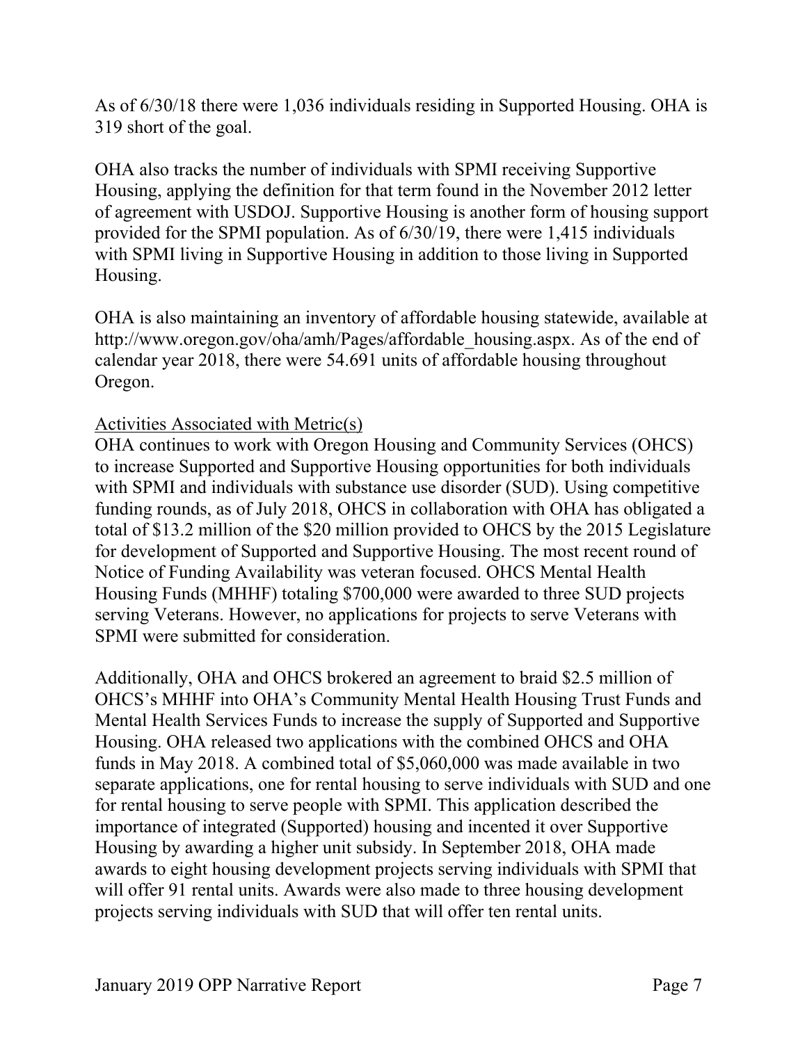As of 6/30/18 there were 1,036 individuals residing in Supported Housing. OHA is 319 short of the goal.

OHA also tracks the number of individuals with SPMI receiving Supportive Housing, applying the definition for that term found in the November 2012 letter of agreement with USDOJ. Supportive Housing is another form of housing support provided for the SPMI population. As of 6/30/19, there were 1,415 individuals with SPMI living in Supportive Housing in addition to those living in Supported Housing.

OHA is also maintaining an inventory of affordable housing statewide, available at http://www.oregon.gov/oha/amh/Pages/affordable_housing.aspx. As of the end of calendar year 2018, there were 54.691 units of affordable housing throughout Oregon.

Activities Associated with Metric(s)

OHA continues to work with Oregon Housing and Community Services (OHCS) to increase Supported and Supportive Housing opportunities for both individuals with SPMI and individuals with substance use disorder (SUD). Using competitive funding rounds, as of July 2018, OHCS in collaboration with OHA has obligated a total of $13.2 million of the $20 million provided to OHCS by the 2015 Legislature for development of Supported and Supportive Housing. The most recent round of Notice of Funding Availability was veteran focused. OHCS Mental Health Housing Funds (MHHF) totaling $700,000 were awarded to three SUD projects serving Veterans. However, no applications for projects to serve Veterans with SPMI were submitted for consideration.

Additionally, OHA and OHCS brokered an agreement to braid $2.5 million of OHCS's MHHF into OHA's Community Mental Health Housing Trust Funds and Mental Health Services Funds to increase the supply of Supported and Supportive Housing. OHA released two applications with the combined OHCS and OHA funds in May 2018. A combined total of $5,060,000 was made available in two separate applications, one for rental housing to serve individuals with SUD and one for rental housing to serve people with SPMI. This application described the importance of integrated (Supported) housing and incented it over Supportive Housing by awarding a higher unit subsidy. In September 2018, OHA made awards to eight housing development projects serving individuals with SPMI that will offer 91 rental units. Awards were also made to three housing development projects serving individuals with SUD that will offer ten rental units.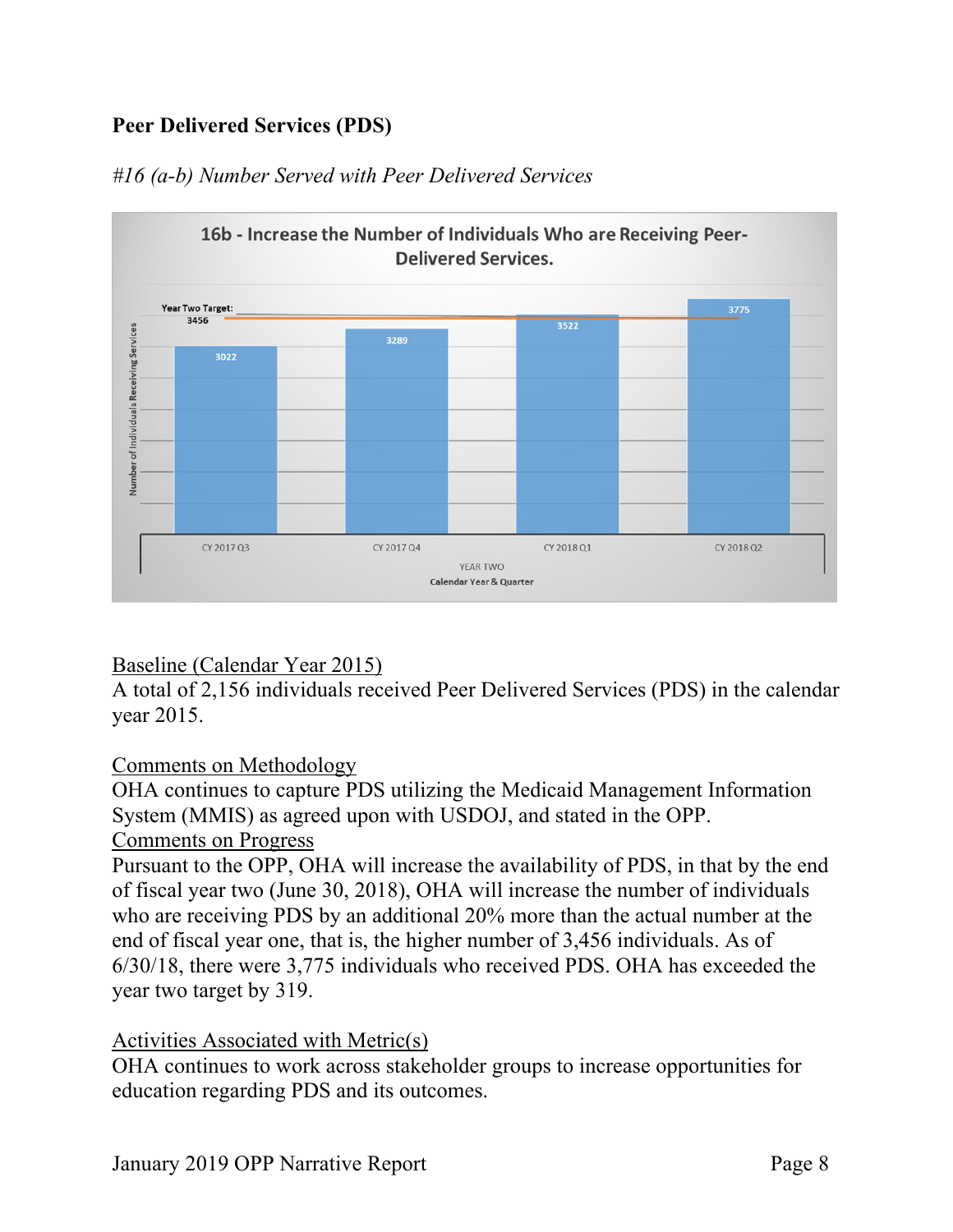**Peer Delivered Services (PDS)**

*#16 (a-b) Number Served with Peer Delivered Services*

16b - Increase the Number of Individuals Who are Receiving Peer-Delivered Services.

Year Two Target: 3456

3022
3289
3522
3775

Number of Individuals Receiving Services

CY 2017 Q3
CY 2017 Q4
CY 2018 Q1
CY 2018 Q2

YEAR TWO

Calendar Year & Quarter

<u>Baseline (Calendar Year 2015)</u>

A total of 2,156 individuals received Peer Delivered Services (PDS) in the calendar year 2015.

<u>Comments on Methodology</u>

OHA continues to capture PDS utilizing the Medicaid Management Information System (MMIS) as agreed upon with USDOJ, and stated in the OPP.

<u>Comments on Progress</u>

Pursuant to the OPP, OHA will increase the availability of PDS, in that by the end of fiscal year two (June 30, 2018), OHA will increase the number of individuals who are receiving PDS by an additional 20% more than the actual number at the end of fiscal year one, that is, the higher number of 3,456 individuals. As of 6/30/18, there were 3,775 individuals who received PDS. OHA has exceeded the year two target by 319.

<u>Activities Associated with Metric(s)</u>

OHA continues to work across stakeholder groups to increase opportunities for education regarding PDS and its outcomes.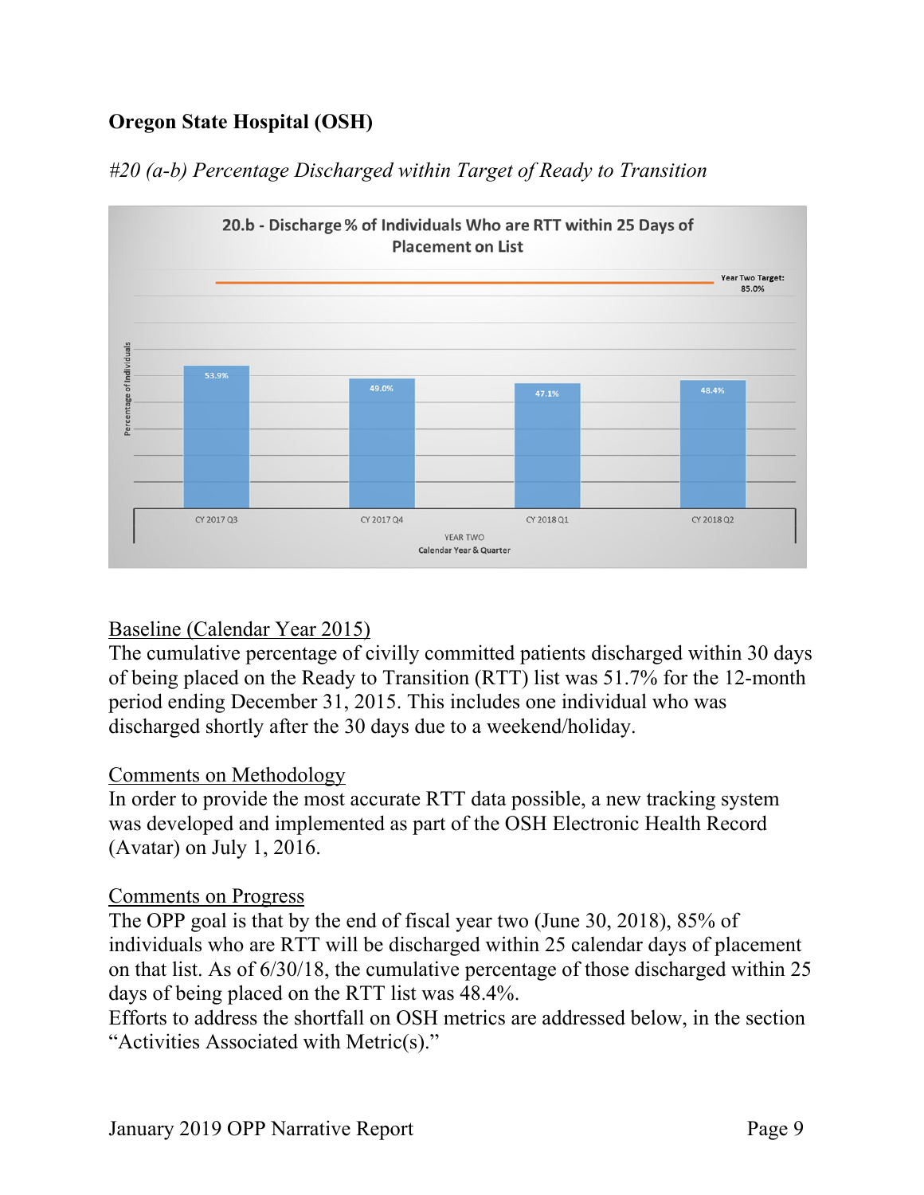**Oregon State Hospital (OSH)**

*#20 (a-b) Percentage Discharged within Target of Ready to Transition*

20.b - Discharge % of Individuals Who are RTT within 25 Days of Placement on List

Year Two Target: 85.0%

Percentage of Individuals

53.9%

49.0%

47.1%

48.4%

CY 2017 Q3

CY 2017 Q4

CY 2018 Q1

CY 2018 Q2

YEAR TWO

Calendar Year & Quarter

<u>Baseline (Calendar Year 2015)</u>

The cumulative percentage of civilly committed patients discharged within 30 days of being placed on the Ready to Transition (RTT) list was 51.7% for the 12-month period ending December 31, 2015. This includes one individual who was discharged shortly after the 30 days due to a weekend/holiday.

<u>Comments on Methodology</u>

In order to provide the most accurate RTT data possible, a new tracking system was developed and implemented as part of the OSH Electronic Health Record (Avatar) on July 1, 2016.

<u>Comments on Progress</u>

The OPP goal is that by the end of fiscal year two (June 30, 2018), 85% of individuals who are RTT will be discharged within 25 calendar days of placement on that list. As of 6/30/18, the cumulative percentage of those discharged within 25 days of being placed on the RTT list was 48.4%.

Efforts to address the shortfall on OSH metrics are addressed below, in the section "Activities Associated with Metric(s)."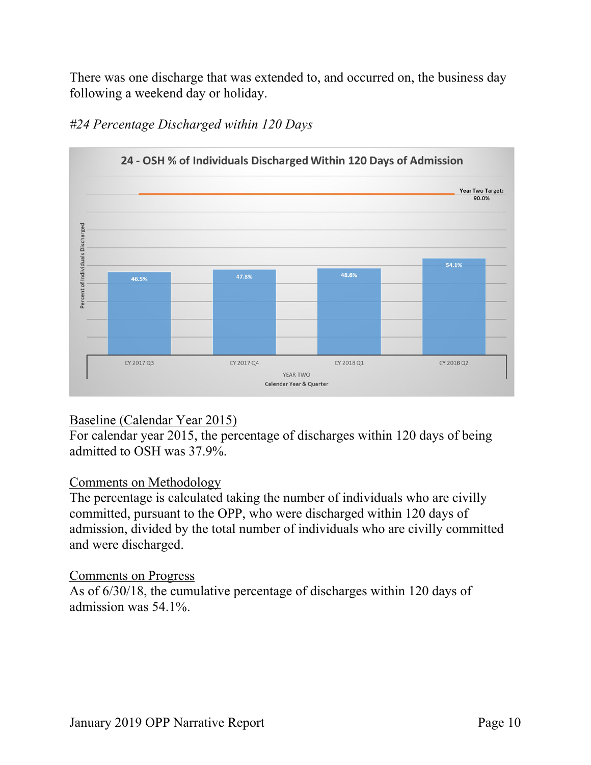There was one discharge that was extended to, and occurred on, the business day following a weekend day or holiday.

*#24 Percentage Discharged within 120 Days*

24 - OSH % of Individuals Discharged Within 120 Days of Admission

Year Two Target: 90.0%

Percent of Individuals Discharged

46.5%
47.8%
48.6%
54.1%

CY 2017 Q3
CY 2017 Q4
CY 2018 Q1
CY 2018 Q2

YEAR TWO

Calendar Year & Quarter

<u>Baseline (Calendar Year 2015)</u>

For calendar year 2015, the percentage of discharges within 120 days of being admitted to OSH was 37.9%.

<u>Comments on Methodology</u>

The percentage is calculated taking the number of individuals who are civilly committed, pursuant to the OPP, who were discharged within 120 days of admission, divided by the total number of individuals who are civilly committed and were discharged.

<u>Comments on Progress</u>

As of 6/30/18, the cumulative percentage of discharges within 120 days of admission was 54.1%.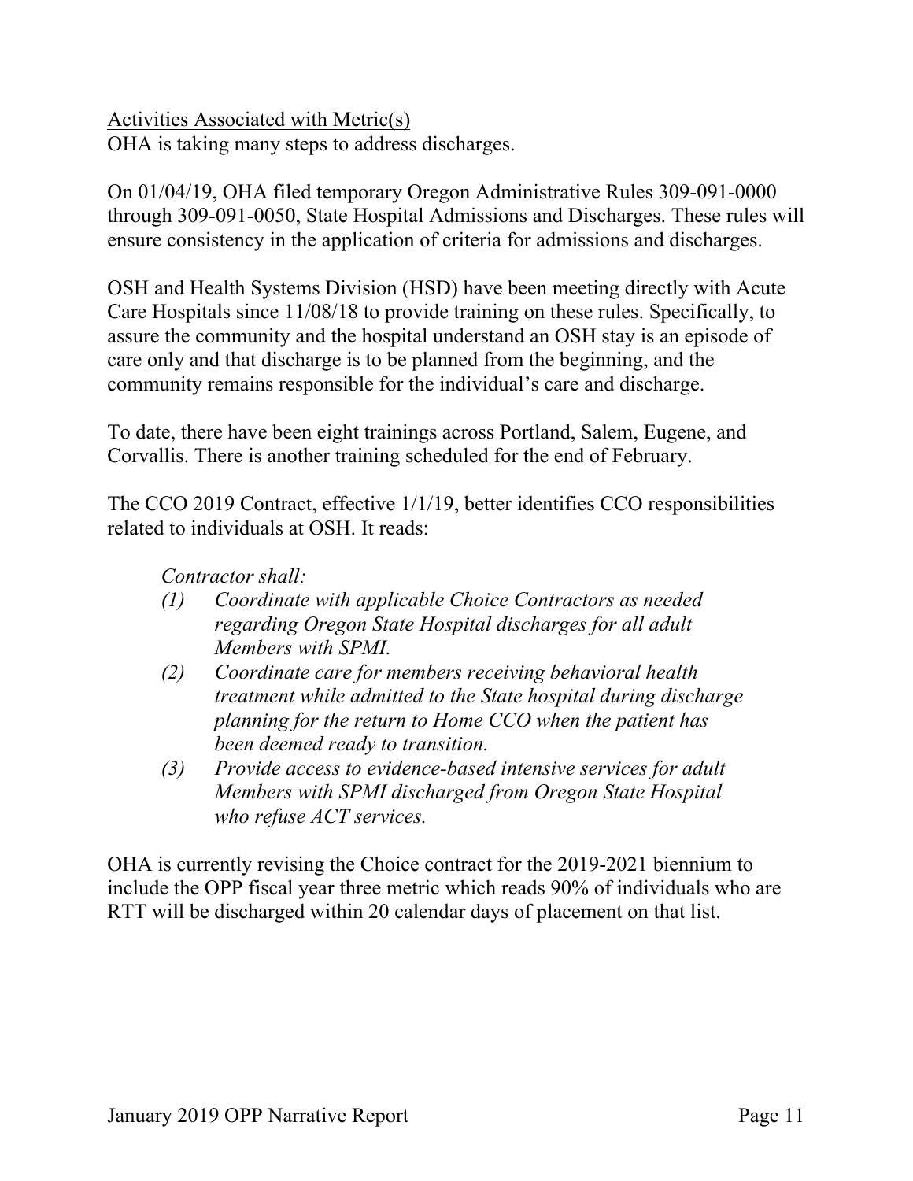Activities Associated with Metric(s)

OHA is taking many steps to address discharges.

On 01/04/19, OHA filed temporary Oregon Administrative Rules 309-091-0000 through 309-091-0050, State Hospital Admissions and Discharges. These rules will ensure consistency in the application of criteria for admissions and discharges.

OSH and Health Systems Division (HSD) have been meeting directly with Acute Care Hospitals since 11/08/18 to provide training on these rules. Specifically, to assure the community and the hospital understand an OSH stay is an episode of care only and that discharge is to be planned from the beginning, and the community remains responsible for the individual's care and discharge.

To date, there have been eight trainings across Portland, Salem, Eugene, and Corvallis. There is another training scheduled for the end of February.

The CCO 2019 Contract, effective 1/1/19, better identifies CCO responsibilities related to individuals at OSH. It reads:

> *Contractor shall:*
>
> *(1) Coordinate with applicable Choice Contractors as needed regarding Oregon State Hospital discharges for all adult Members with SPMI.*
>
> *(2) Coordinate care for members receiving behavioral health treatment while admitted to the State hospital during discharge planning for the return to Home CCO when the patient has been deemed ready to transition.*
>
> *(3) Provide access to evidence-based intensive services for adult Members with SPMI discharged from Oregon State Hospital who refuse ACT services.*

OHA is currently revising the Choice contract for the 2019-2021 biennium to include the OPP fiscal year three metric which reads 90% of individuals who are RTT will be discharged within 20 calendar days of placement on that list.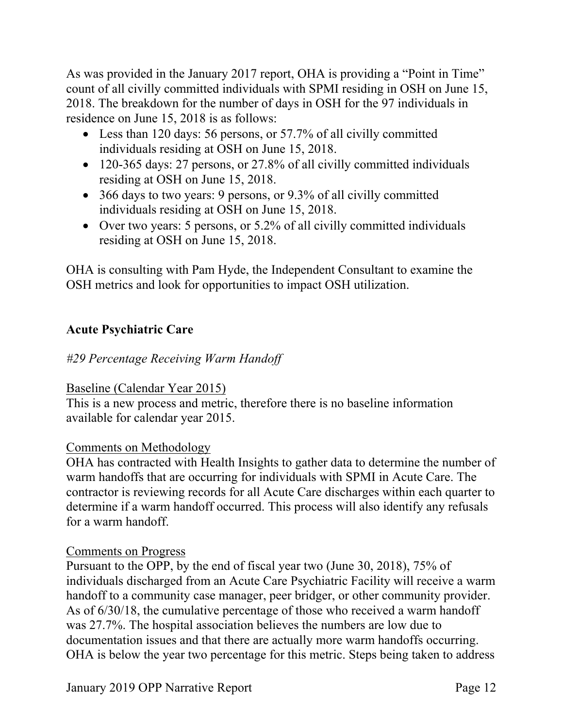As was provided in the January 2017 report, OHA is providing a "Point in Time" count of all civilly committed individuals with SPMI residing in OSH on June 15, 2018. The breakdown for the number of days in OSH for the 97 individuals in residence on June 15, 2018 is as follows:

- Less than 120 days: 56 persons, or 57.7% of all civilly committed individuals residing at OSH on June 15, 2018.
- 120-365 days: 27 persons, or 27.8% of all civilly committed individuals residing at OSH on June 15, 2018.
- 366 days to two years: 9 persons, or 9.3% of all civilly committed individuals residing at OSH on June 15, 2018.
- Over two years: 5 persons, or 5.2% of all civilly committed individuals residing at OSH on June 15, 2018.

OHA is consulting with Pam Hyde, the Independent Consultant to examine the OSH metrics and look for opportunities to impact OSH utilization.

## Acute Psychiatric Care

### *#29 Percentage Receiving Warm Handoff*

Baseline (Calendar Year 2015)

This is a new process and metric, therefore there is no baseline information available for calendar year 2015.

Comments on Methodology

OHA has contracted with Health Insights to gather data to determine the number of warm handoffs that are occurring for individuals with SPMI in Acute Care. The contractor is reviewing records for all Acute Care discharges within each quarter to determine if a warm handoff occurred. This process will also identify any refusals for a warm handoff.

Comments on Progress

Pursuant to the OPP, by the end of fiscal year two (June 30, 2018), 75% of individuals discharged from an Acute Care Psychiatric Facility will receive a warm handoff to a community case manager, peer bridger, or other community provider. As of 6/30/18, the cumulative percentage of those who received a warm handoff was 27.7%. The hospital association believes the numbers are low due to documentation issues and that there are actually more warm handoffs occurring. OHA is below the year two percentage for this metric. Steps being taken to address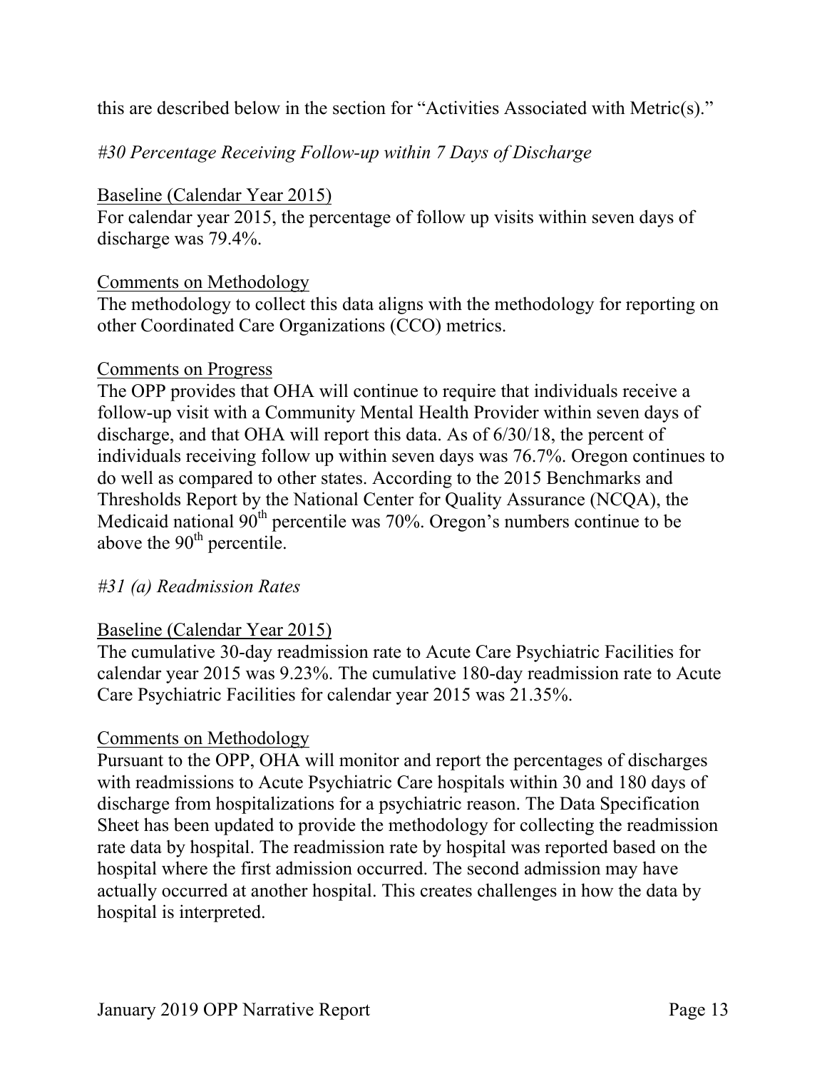this are described below in the section for "Activities Associated with Metric(s)."

*#30 Percentage Receiving Follow-up within 7 Days of Discharge*

Baseline (Calendar Year 2015)

For calendar year 2015, the percentage of follow up visits within seven days of discharge was 79.4%.

Comments on Methodology

The methodology to collect this data aligns with the methodology for reporting on other Coordinated Care Organizations (CCO) metrics.

Comments on Progress

The OPP provides that OHA will continue to require that individuals receive a follow-up visit with a Community Mental Health Provider within seven days of discharge, and that OHA will report this data. As of 6/30/18, the percent of individuals receiving follow up within seven days was 76.7%. Oregon continues to do well as compared to other states. According to the 2015 Benchmarks and Thresholds Report by the National Center for Quality Assurance (NCQA), the Medicaid national $90^{th}$ percentile was 70%. Oregon's numbers continue to be above the $90^{th}$ percentile.

*#31 (a) Readmission Rates*

Baseline (Calendar Year 2015)

The cumulative 30-day readmission rate to Acute Care Psychiatric Facilities for calendar year 2015 was 9.23%. The cumulative 180-day readmission rate to Acute Care Psychiatric Facilities for calendar year 2015 was 21.35%.

Comments on Methodology

Pursuant to the OPP, OHA will monitor and report the percentages of discharges with readmissions to Acute Psychiatric Care hospitals within 30 and 180 days of discharge from hospitalizations for a psychiatric reason. The Data Specification Sheet has been updated to provide the methodology for collecting the readmission rate data by hospital. The readmission rate by hospital was reported based on the hospital where the first admission occurred. The second admission may have actually occurred at another hospital. This creates challenges in how the data by hospital is interpreted.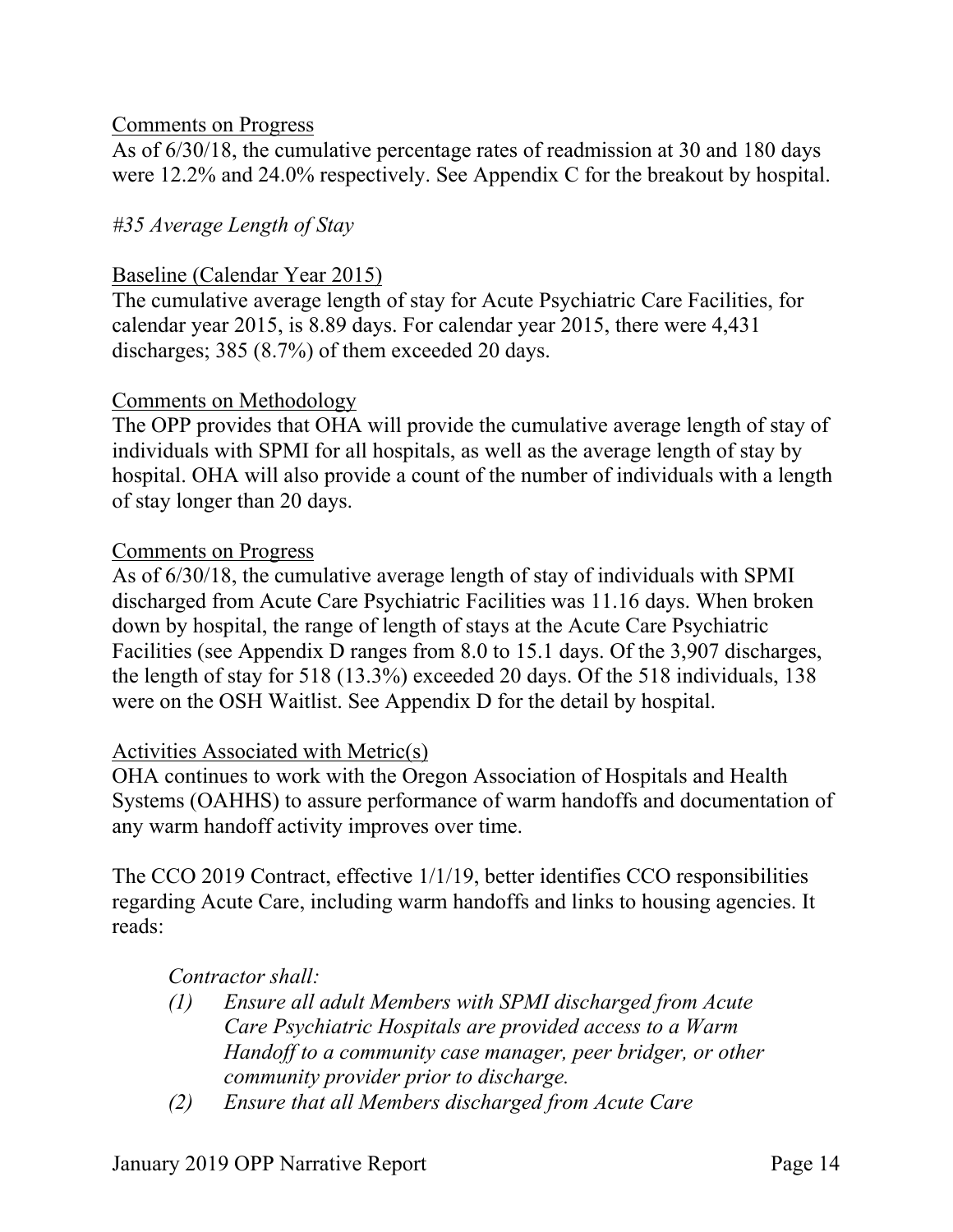Comments on Progress

As of 6/30/18, the cumulative percentage rates of readmission at 30 and 180 days were 12.2% and 24.0% respectively. See Appendix C for the breakout by hospital.

*#35 Average Length of Stay*

Baseline (Calendar Year 2015)

The cumulative average length of stay for Acute Psychiatric Care Facilities, for calendar year 2015, is 8.89 days. For calendar year 2015, there were 4,431 discharges; 385 (8.7%) of them exceeded 20 days.

Comments on Methodology

The OPP provides that OHA will provide the cumulative average length of stay of individuals with SPMI for all hospitals, as well as the average length of stay by hospital. OHA will also provide a count of the number of individuals with a length of stay longer than 20 days.

Comments on Progress

As of 6/30/18, the cumulative average length of stay of individuals with SPMI discharged from Acute Care Psychiatric Facilities was 11.16 days. When broken down by hospital, the range of length of stays at the Acute Care Psychiatric Facilities (see Appendix D ranges from 8.0 to 15.1 days. Of the 3,907 discharges, the length of stay for 518 (13.3%) exceeded 20 days. Of the 518 individuals, 138 were on the OSH Waitlist. See Appendix D for the detail by hospital.

Activities Associated with Metric(s)

OHA continues to work with the Oregon Association of Hospitals and Health Systems (OAHHS) to assure performance of warm handoffs and documentation of any warm handoff activity improves over time.

The CCO 2019 Contract, effective 1/1/19, better identifies CCO responsibilities regarding Acute Care, including warm handoffs and links to housing agencies. It reads:

> *Contractor shall:*
>
> *(1) Ensure all adult Members with SPMI discharged from Acute Care Psychiatric Hospitals are provided access to a Warm Handoff to a community case manager, peer bridger, or other community provider prior to discharge.*
>
> *(2) Ensure that all Members discharged from Acute Care*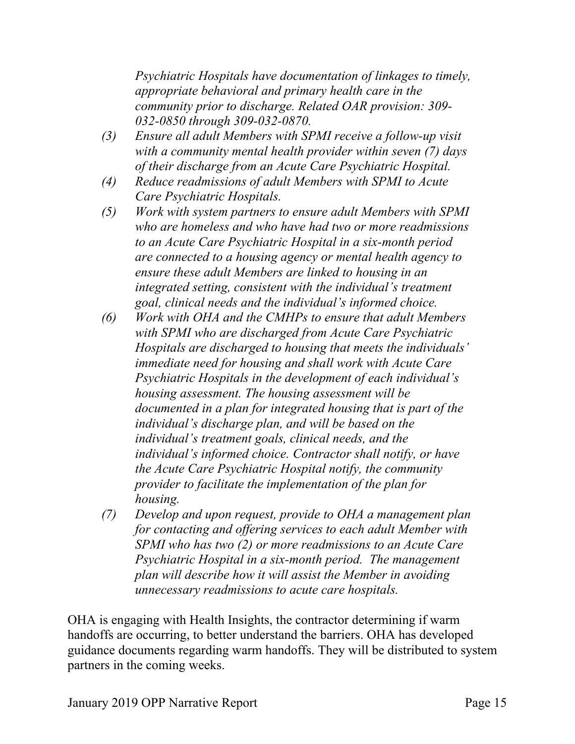*Psychiatric Hospitals have documentation of linkages to timely, appropriate behavioral and primary health care in the community prior to discharge. Related OAR provision: 309-032-0850 through 309-032-0870.*

*(3) Ensure all adult Members with SPMI receive a follow-up visit with a community mental health provider within seven (7) days of their discharge from an Acute Care Psychiatric Hospital.*

*(4) Reduce readmissions of adult Members with SPMI to Acute Care Psychiatric Hospitals.*

*(5) Work with system partners to ensure adult Members with SPMI who are homeless and who have had two or more readmissions to an Acute Care Psychiatric Hospital in a six-month period are connected to a housing agency or mental health agency to ensure these adult Members are linked to housing in an integrated setting, consistent with the individual's treatment goal, clinical needs and the individual's informed choice.*

*(6) Work with OHA and the CMHPs to ensure that adult Members with SPMI who are discharged from Acute Care Psychiatric Hospitals are discharged to housing that meets the individuals' immediate need for housing and shall work with Acute Care Psychiatric Hospitals in the development of each individual's housing assessment. The housing assessment will be documented in a plan for integrated housing that is part of the individual's discharge plan, and will be based on the individual's treatment goals, clinical needs, and the individual's informed choice. Contractor shall notify, or have the Acute Care Psychiatric Hospital notify, the community provider to facilitate the implementation of the plan for housing.*

*(7) Develop and upon request, provide to OHA a management plan for contacting and offering services to each adult Member with SPMI who has two (2) or more readmissions to an Acute Care Psychiatric Hospital in a six-month period. The management plan will describe how it will assist the Member in avoiding unnecessary readmissions to acute care hospitals.*

OHA is engaging with Health Insights, the contractor determining if warm handoffs are occurring, to better understand the barriers. OHA has developed guidance documents regarding warm handoffs. They will be distributed to system partners in the coming weeks.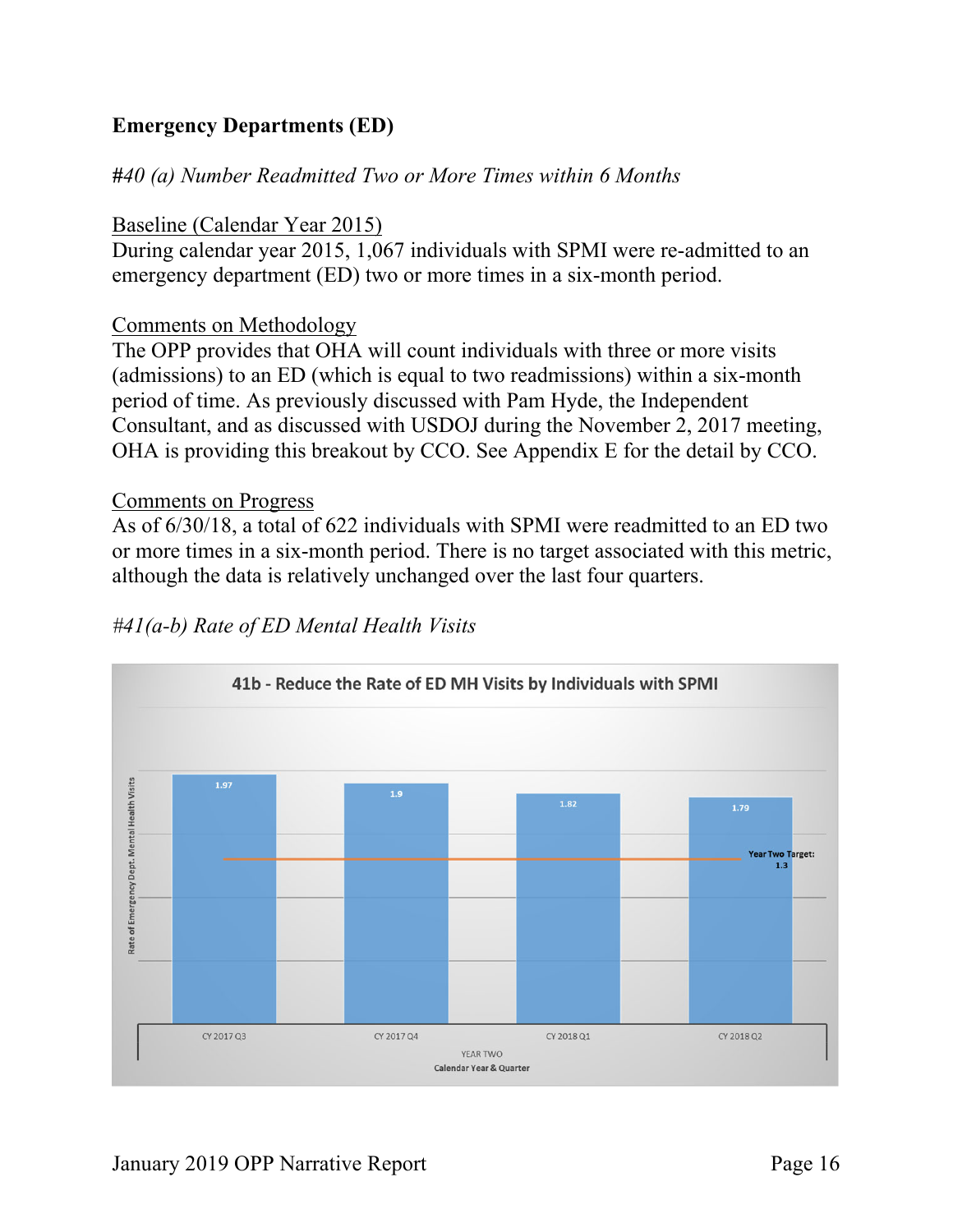## Emergency Departments (ED)

*#40 (a) Number Readmitted Two or More Times within 6 Months*

Baseline (Calendar Year 2015)
During calendar year 2015, 1,067 individuals with SPMI were re-admitted to an emergency department (ED) two or more times in a six-month period.

Comments on Methodology
The OPP provides that OHA will count individuals with three or more visits (admissions) to an ED (which is equal to two readmissions) within a six-month period of time. As previously discussed with Pam Hyde, the Independent Consultant, and as discussed with USDOJ during the November 2, 2017 meeting, OHA is providing this breakout by CCO. See Appendix E for the detail by CCO.

Comments on Progress
As of 6/30/18, a total of 622 individuals with SPMI were readmitted to an ED two or more times in a six-month period. There is no target associated with this metric, although the data is relatively unchanged over the last four quarters.

*#41(a-b) Rate of ED Mental Health Visits*

41b - Reduce the Rate of ED MH Visits by Individuals with SPMI

Rate of Emergency Dept. Mental Health Visits

1.97
1.9
1.82
1.79

Year Two Target: 1.3

CY 2017 Q3
CY 2017 Q4
CY 2018 Q1
CY 2018 Q2

YEAR TWO
Calendar Year & Quarter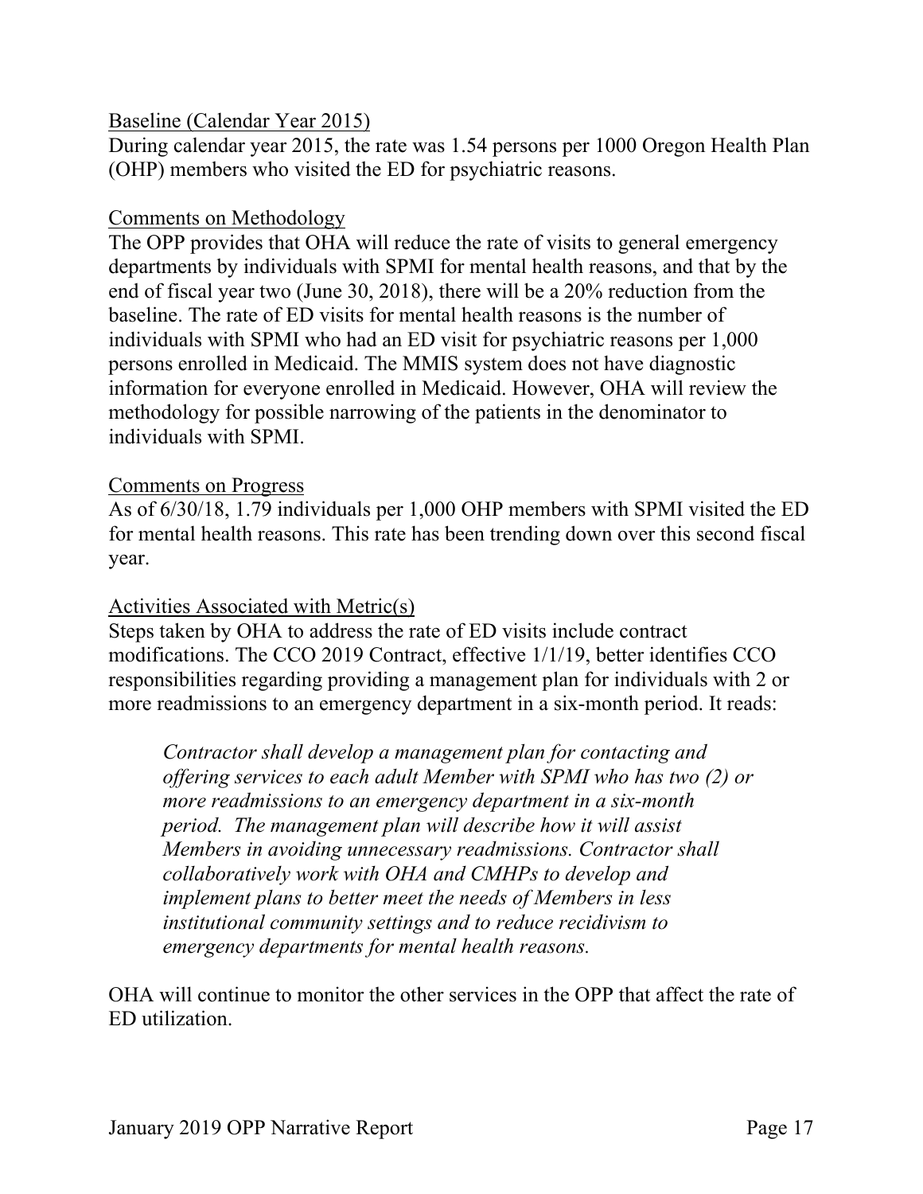Baseline (Calendar Year 2015)

During calendar year 2015, the rate was 1.54 persons per 1000 Oregon Health Plan (OHP) members who visited the ED for psychiatric reasons.

Comments on Methodology

The OPP provides that OHA will reduce the rate of visits to general emergency departments by individuals with SPMI for mental health reasons, and that by the end of fiscal year two (June 30, 2018), there will be a 20% reduction from the baseline. The rate of ED visits for mental health reasons is the number of individuals with SPMI who had an ED visit for psychiatric reasons per 1,000 persons enrolled in Medicaid. The MMIS system does not have diagnostic information for everyone enrolled in Medicaid. However, OHA will review the methodology for possible narrowing of the patients in the denominator to individuals with SPMI.

Comments on Progress

As of 6/30/18, 1.79 individuals per 1,000 OHP members with SPMI visited the ED for mental health reasons. This rate has been trending down over this second fiscal year.

Activities Associated with Metric(s)

Steps taken by OHA to address the rate of ED visits include contract modifications. The CCO 2019 Contract, effective 1/1/19, better identifies CCO responsibilities regarding providing a management plan for individuals with 2 or more readmissions to an emergency department in a six-month period. It reads:

> *Contractor shall develop a management plan for contacting and offering services to each adult Member with SPMI who has two (2) or more readmissions to an emergency department in a six-month period. The management plan will describe how it will assist Members in avoiding unnecessary readmissions. Contractor shall collaboratively work with OHA and CMHPs to develop and implement plans to better meet the needs of Members in less institutional community settings and to reduce recidivism to emergency departments for mental health reasons.*

OHA will continue to monitor the other services in the OPP that affect the rate of ED utilization.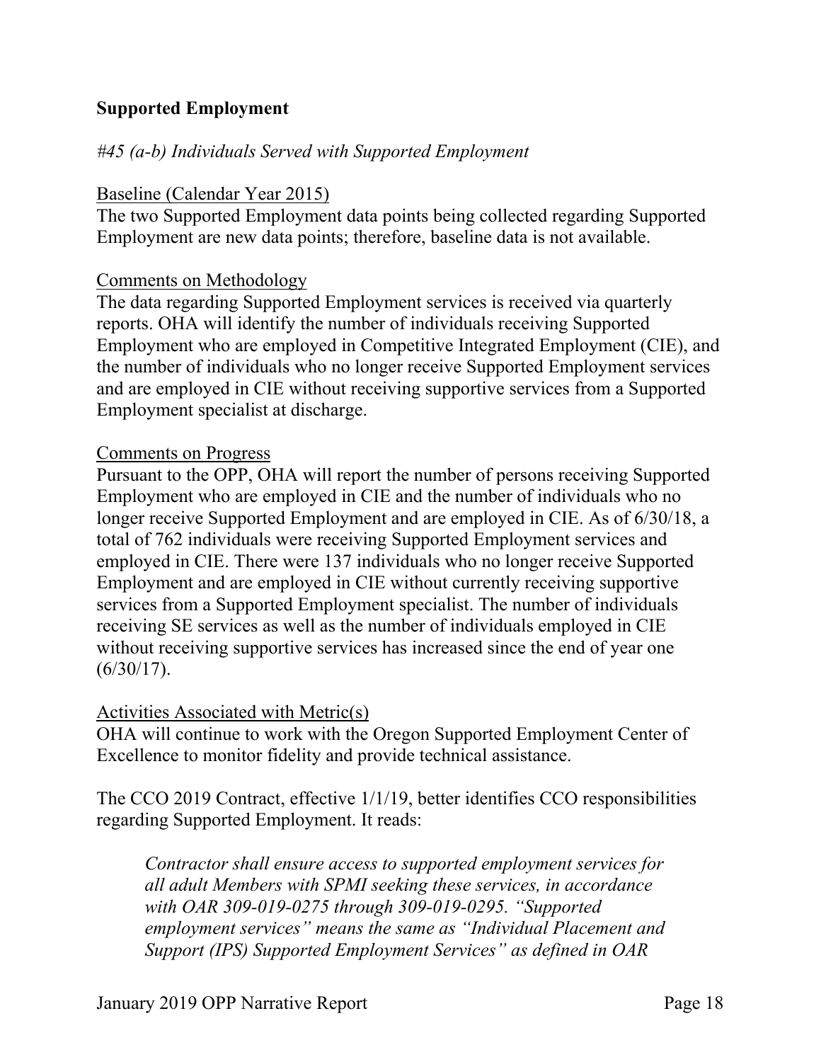## **Supported Employment**

*#45 (a-b) Individuals Served with Supported Employment*

Baseline (Calendar Year 2015)

The two Supported Employment data points being collected regarding Supported Employment are new data points; therefore, baseline data is not available.

Comments on Methodology

The data regarding Supported Employment services is received via quarterly reports. OHA will identify the number of individuals receiving Supported Employment who are employed in Competitive Integrated Employment (CIE), and the number of individuals who no longer receive Supported Employment services and are employed in CIE without receiving supportive services from a Supported Employment specialist at discharge.

Comments on Progress

Pursuant to the OPP, OHA will report the number of persons receiving Supported Employment who are employed in CIE and the number of individuals who no longer receive Supported Employment and are employed in CIE. As of 6/30/18, a total of 762 individuals were receiving Supported Employment services and employed in CIE. There were 137 individuals who no longer receive Supported Employment and are employed in CIE without currently receiving supportive services from a Supported Employment specialist. The number of individuals receiving SE services as well as the number of individuals employed in CIE without receiving supportive services has increased since the end of year one (6/30/17).

Activities Associated with Metric(s)

OHA will continue to work with the Oregon Supported Employment Center of Excellence to monitor fidelity and provide technical assistance.

The CCO 2019 Contract, effective 1/1/19, better identifies CCO responsibilities regarding Supported Employment. It reads:

> *Contractor shall ensure access to supported employment services for all adult Members with SPMI seeking these services, in accordance with OAR 309-019-0275 through 309-019-0295. "Supported employment services" means the same as "Individual Placement and Support (IPS) Supported Employment Services" as defined in OAR*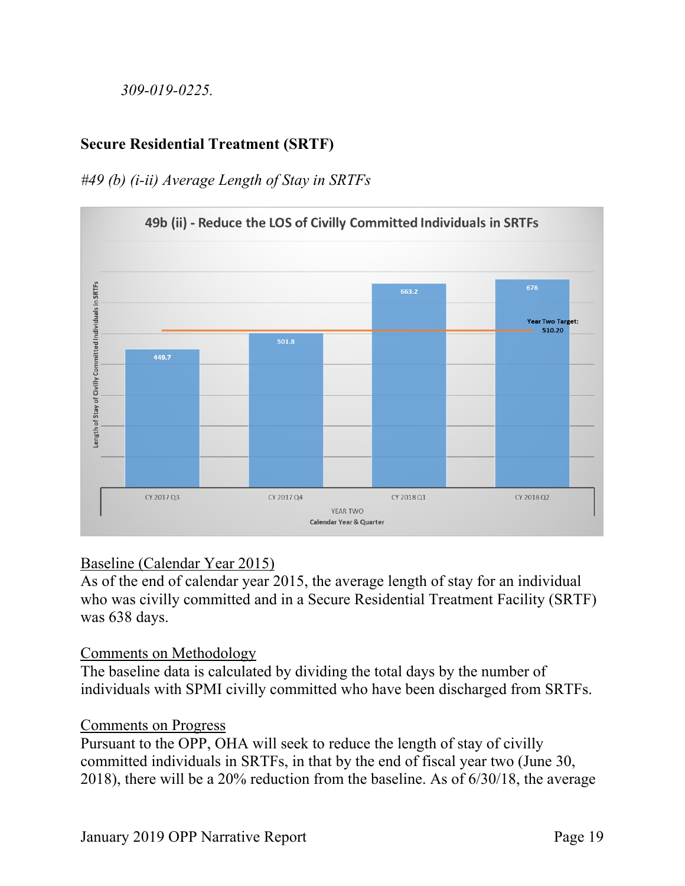*309-019-0225.*

**Secure Residential Treatment (SRTF)**

*#49 (b) (i-ii) Average Length of Stay in SRTFs*

49b (ii) - Reduce the LOS of Civilly Committed Individuals in SRTFs

Length of Stay of Civilly Committed Individuals in SRTFs

449.7
501.8
663.2
676

Year Two Target: 510.20

CY 2017 Q3
CY 2017 Q4
CY 2018 Q1
CY 2018 Q2

YEAR TWO
Calendar Year & Quarter

Baseline (Calendar Year 2015)
As of the end of calendar year 2015, the average length of stay for an individual who was civilly committed and in a Secure Residential Treatment Facility (SRTF) was 638 days.

Comments on Methodology
The baseline data is calculated by dividing the total days by the number of individuals with SPMI civilly committed who have been discharged from SRTFs.

Comments on Progress
Pursuant to the OPP, OHA will seek to reduce the length of stay of civilly committed individuals in SRTFs, in that by the end of fiscal year two (June 30, 2018), there will be a 20% reduction from the baseline. As of 6/30/18, the average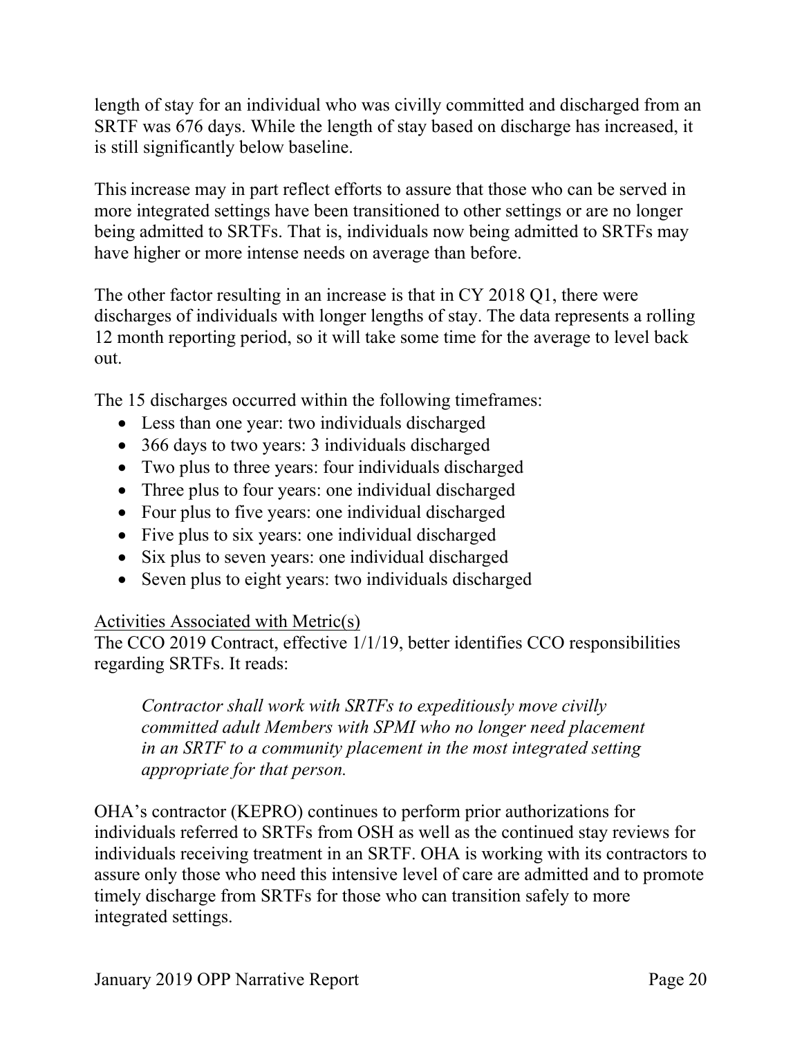length of stay for an individual who was civilly committed and discharged from an SRTF was 676 days. While the length of stay based on discharge has increased, it is still significantly below baseline.

This increase may in part reflect efforts to assure that those who can be served in more integrated settings have been transitioned to other settings or are no longer being admitted to SRTFs. That is, individuals now being admitted to SRTFs may have higher or more intense needs on average than before.

The other factor resulting in an increase is that in CY 2018 Q1, there were discharges of individuals with longer lengths of stay. The data represents a rolling 12 month reporting period, so it will take some time for the average to level back out.

The 15 discharges occurred within the following timeframes:

- Less than one year: two individuals discharged
- 366 days to two years: 3 individuals discharged
- Two plus to three years: four individuals discharged
- Three plus to four years: one individual discharged
- Four plus to five years: one individual discharged
- Five plus to six years: one individual discharged
- Six plus to seven years: one individual discharged
- Seven plus to eight years: two individuals discharged

Activities Associated with Metric(s)

The CCO 2019 Contract, effective 1/1/19, better identifies CCO responsibilities regarding SRTFs. It reads:

> *Contractor shall work with SRTFs to expeditiously move civilly committed adult Members with SPMI who no longer need placement in an SRTF to a community placement in the most integrated setting appropriate for that person.*

OHA's contractor (KEPRO) continues to perform prior authorizations for individuals referred to SRTFs from OSH as well as the continued stay reviews for individuals receiving treatment in an SRTF. OHA is working with its contractors to assure only those who need this intensive level of care are admitted and to promote timely discharge from SRTFs for those who can transition safely to more integrated settings.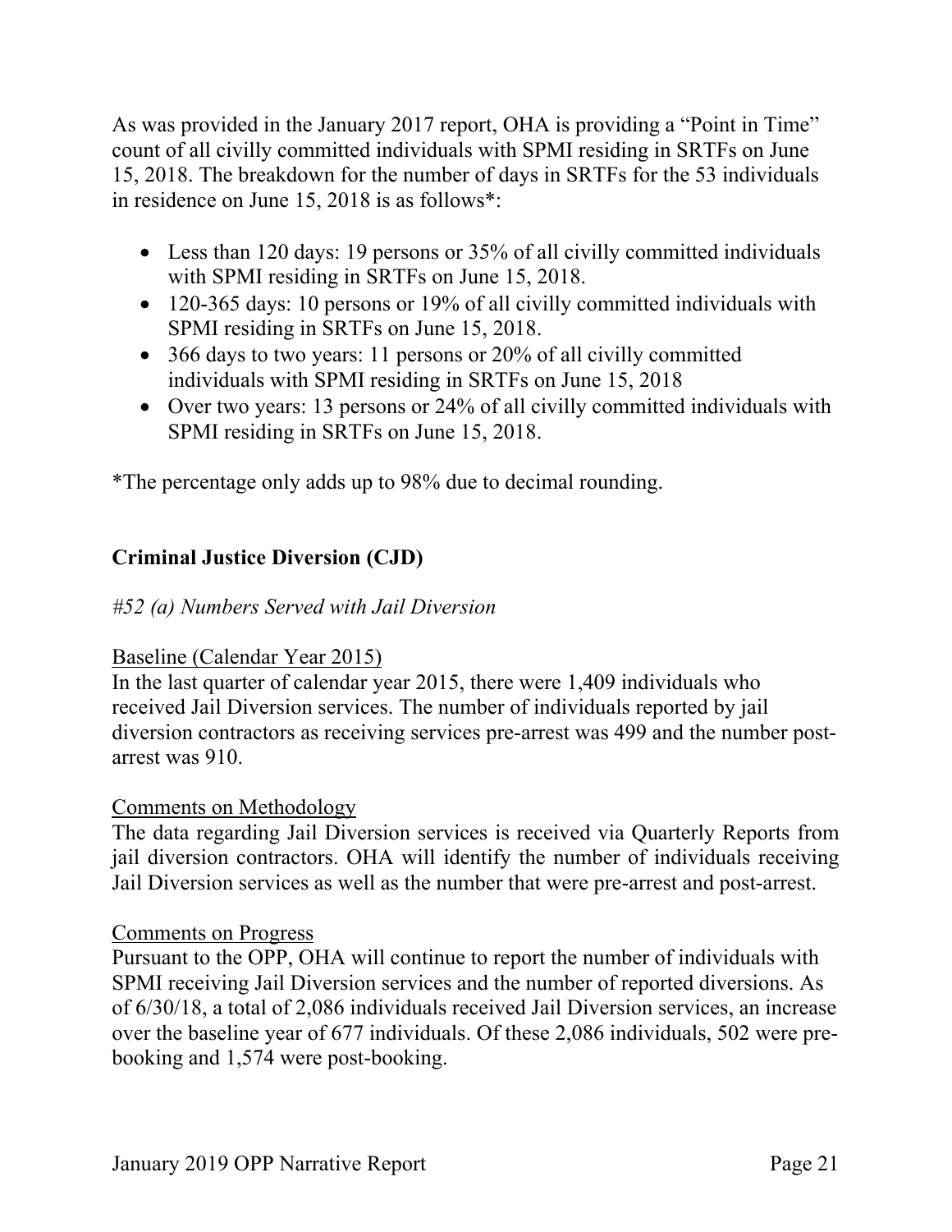As was provided in the January 2017 report, OHA is providing a "Point in Time" count of all civilly committed individuals with SPMI residing in SRTFs on June 15, 2018. The breakdown for the number of days in SRTFs for the 53 individuals in residence on June 15, 2018 is as follows*:

- Less than 120 days: 19 persons or 35% of all civilly committed individuals with SPMI residing in SRTFs on June 15, 2018.
- 120-365 days: 10 persons or 19% of all civilly committed individuals with SPMI residing in SRTFs on June 15, 2018.
- 366 days to two years: 11 persons or 20% of all civilly committed individuals with SPMI residing in SRTFs on June 15, 2018
- Over two years: 13 persons or 24% of all civilly committed individuals with SPMI residing in SRTFs on June 15, 2018.

*The percentage only adds up to 98% due to decimal rounding.

## Criminal Justice Diversion (CJD)

*#52 (a) Numbers Served with Jail Diversion*

Baseline (Calendar Year 2015)

In the last quarter of calendar year 2015, there were 1,409 individuals who received Jail Diversion services. The number of individuals reported by jail diversion contractors as receiving services pre-arrest was 499 and the number post-arrest was 910.

Comments on Methodology

The data regarding Jail Diversion services is received via Quarterly Reports from jail diversion contractors. OHA will identify the number of individuals receiving Jail Diversion services as well as the number that were pre-arrest and post-arrest.

Comments on Progress

Pursuant to the OPP, OHA will continue to report the number of individuals with SPMI receiving Jail Diversion services and the number of reported diversions. As of 6/30/18, a total of 2,086 individuals received Jail Diversion services, an increase over the baseline year of 677 individuals. Of these 2,086 individuals, 502 were pre-booking and 1,574 were post-booking.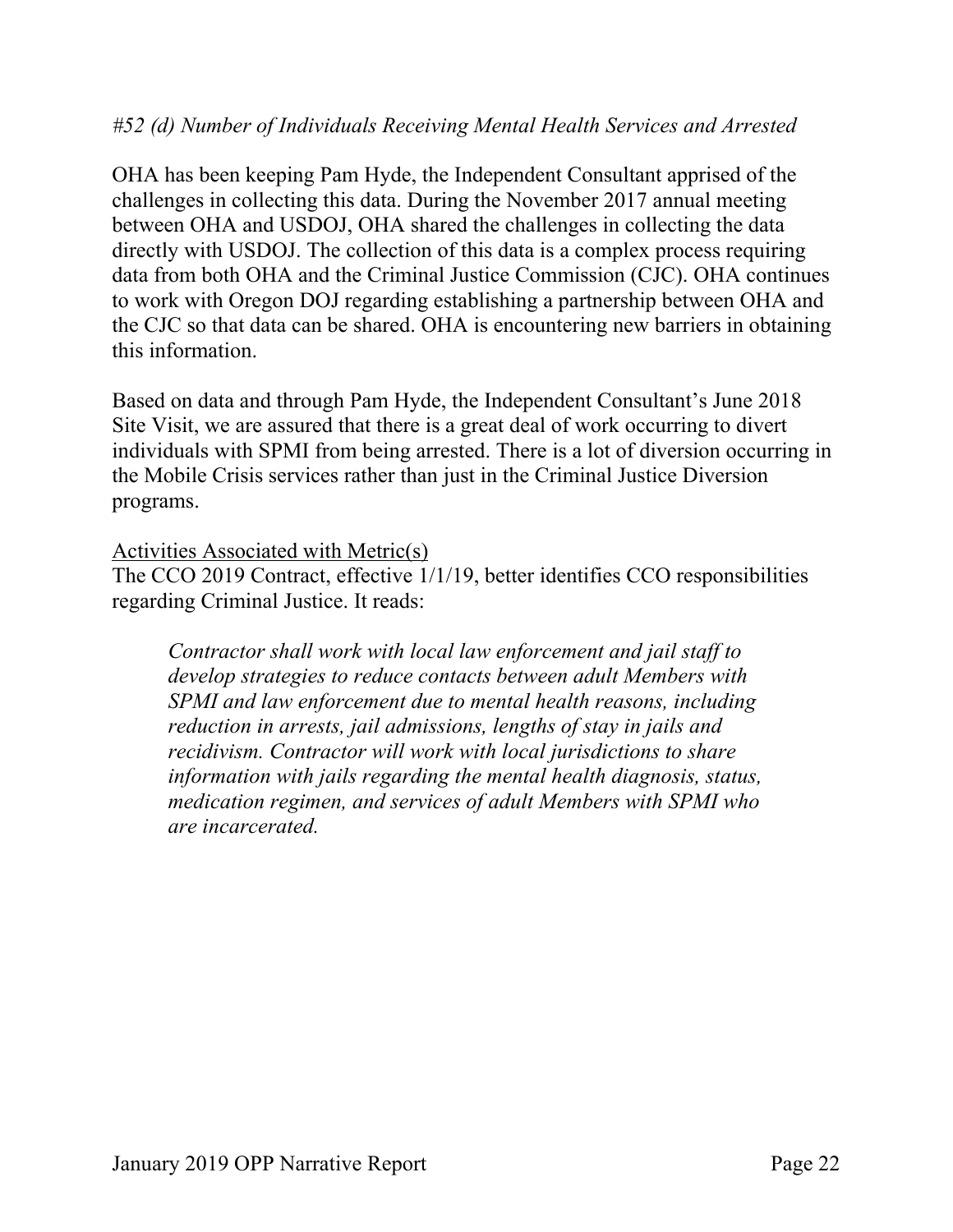*#52 (d) Number of Individuals Receiving Mental Health Services and Arrested*

OHA has been keeping Pam Hyde, the Independent Consultant apprised of the challenges in collecting this data. During the November 2017 annual meeting between OHA and USDOJ, OHA shared the challenges in collecting the data directly with USDOJ. The collection of this data is a complex process requiring data from both OHA and the Criminal Justice Commission (CJC). OHA continues to work with Oregon DOJ regarding establishing a partnership between OHA and the CJC so that data can be shared. OHA is encountering new barriers in obtaining this information.

Based on data and through Pam Hyde, the Independent Consultant's June 2018 Site Visit, we are assured that there is a great deal of work occurring to divert individuals with SPMI from being arrested. There is a lot of diversion occurring in the Mobile Crisis services rather than just in the Criminal Justice Diversion programs.

<u>Activities Associated with Metric(s)</u>

The CCO 2019 Contract, effective 1/1/19, better identifies CCO responsibilities regarding Criminal Justice. It reads:

> *Contractor shall work with local law enforcement and jail staff to develop strategies to reduce contacts between adult Members with SPMI and law enforcement due to mental health reasons, including reduction in arrests, jail admissions, lengths of stay in jails and recidivism. Contractor will work with local jurisdictions to share information with jails regarding the mental health diagnosis, status, medication regimen, and services of adult Members with SPMI who are incarcerated.*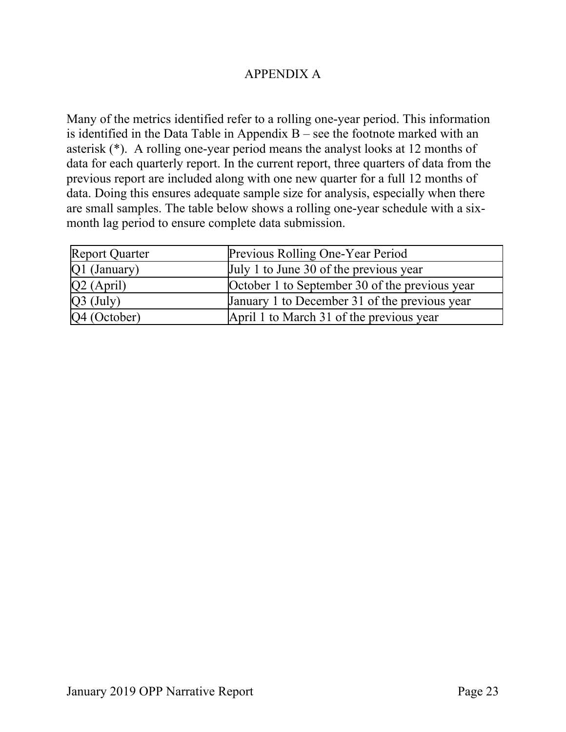# APPENDIX A

Many of the metrics identified refer to a rolling one-year period. This information is identified in the Data Table in Appendix B – see the footnote marked with an asterisk (*). A rolling one-year period means the analyst looks at 12 months of data for each quarterly report. In the current report, three quarters of data from the previous report are included along with one new quarter for a full 12 months of data. Doing this ensures adequate sample size for analysis, especially when there are small samples. The table below shows a rolling one-year schedule with a six-month lag period to ensure complete data submission.

| Report Quarter | Previous Rolling One-Year Period |
|---|---|
| Q1 (January) | July 1 to June 30 of the previous year |
| Q2 (April) | October 1 to September 30 of the previous year |
| Q3 (July) | January 1 to December 31 of the previous year |
| Q4 (October) | April 1 to March 31 of the previous year |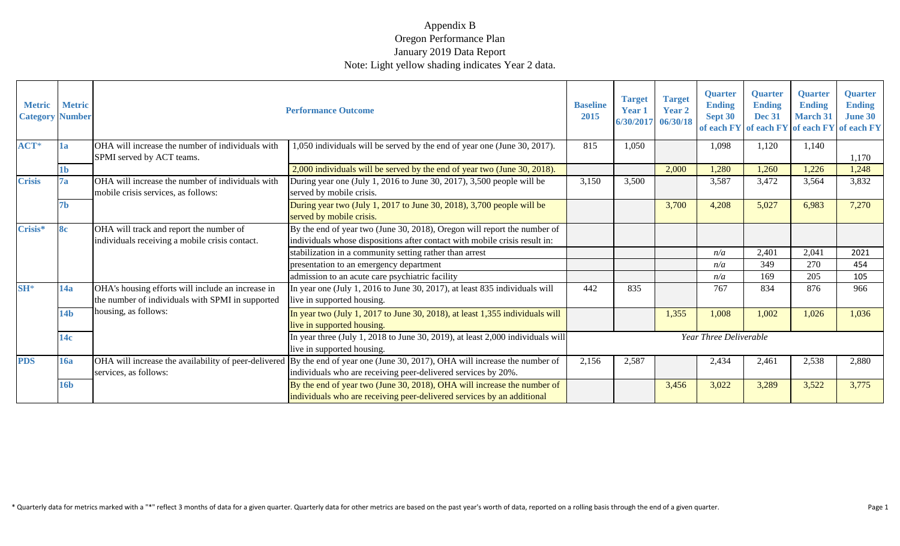Appendix B
Oregon Performance Plan
January 2019 Data Report
Note: Light yellow shading indicates Year 2 data.

| Metric Category | Metric Number | Performance Outcome | | Baseline 2015 | Target Year 1 6/30/2017 | Target Year 2 06/30/18 | Quarter Ending Sept 30 of each FY | Quarter Ending Dec 31 of each FY | Quarter Ending March 31 of each FY | Quarter Ending June 30 of each FY |
|---|---|---|---|---|---|---|---|---|---|---|
| ACT* | 1a | OHA will increase the number of individuals with SPMI served by ACT teams. | 1,050 individuals will be served by the end of year one (June 30, 2017). | 815 | 1,050 | | 1,098 | 1,120 | 1,140 | 1,170 |
| | 1b | | 2,000 individuals will be served by the end of year two (June 30, 2018). | | | 2,000 | 1,280 | 1,260 | 1,226 | 1,248 |
| Crisis | 7a | OHA will increase the number of individuals with mobile crisis services, as follows: | During year one (July 1, 2016 to June 30, 2017), 3,500 people will be served by mobile crisis. | 3,150 | 3,500 | | 3,587 | 3,472 | 3,564 | 3,832 |
| | 7b | | During year two (July 1, 2017 to June 30, 2018), 3,700 people will be served by mobile crisis. | | | 3,700 | 4,208 | 5,027 | 6,983 | 7,270 |
| Crisis* | 8c | OHA will track and report the number of individuals receiving a mobile crisis contact. | By the end of year two (June 30, 2018), Oregon will report the number of individuals whose dispositions after contact with mobile crisis result in: | | | | | | | |
| | | | stabilization in a community setting rather than arrest | | | | *n/a* | 2,401 | 2,041 | 2021 |
| | | | presentation to an emergency department | | | | *n/a* | 349 | 270 | 454 |
| | | | admission to an acute care psychiatric facility | | | | *n/a* | 169 | 205 | 105 |
| SH* | 14a | OHA's housing efforts will include an increase in the number of individuals with SPMI in supported housing, as follows: | In year one (July 1, 2016 to June 30, 2017), at least 835 individuals will live in supported housing. | 442 | 835 | | 767 | 834 | 876 | 966 |
| | 14b | | In year two (July 1, 2017 to June 30, 2018), at least 1,355 individuals will live in supported housing. | | | 1,355 | 1,008 | 1,002 | 1,026 | 1,036 |
| | 14c | | In year three (July 1, 2018 to June 30, 2019), at least 2,000 individuals will live in supported housing. | *Year Three Deliverable* | | | | | | |
| PDS | 16a | OHA will increase the availability of peer-delivered services, as follows: | By the end of year one (June 30, 2017), OHA will increase the number of individuals who are receiving peer-delivered services by 20%. | 2,156 | 2,587 | | 2,434 | 2,461 | 2,538 | 2,880 |
| | 16b | | By the end of year two (June 30, 2018), OHA will increase the number of individuals who are receiving peer-delivered services by an additional | | | 3,456 | 3,022 | 3,289 | 3,522 | 3,775 |

* Quarterly data for metrics marked with a "*" reflect 3 months of data for a given quarter. Quarterly data for other metrics are based on the past year's worth of data, reported on a rolling basis through the end of a given quarter.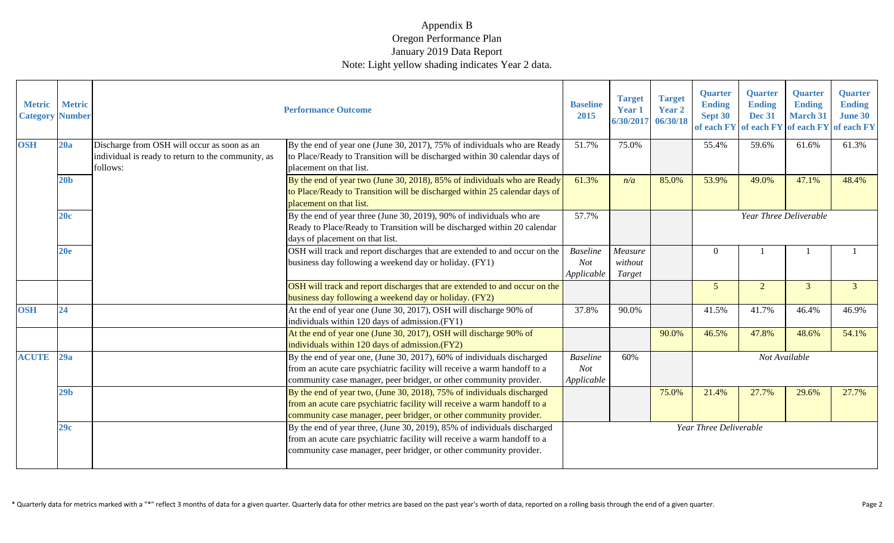# Appendix B
## Oregon Performance Plan
## January 2019 Data Report
Note: Light yellow shading indicates Year 2 data.

| Metric Category | Metric Number | | Performance Outcome | Baseline 2015 | Target Year 1 6/30/2017 | Target Year 2 06/30/18 | Quarter Ending Sept 30 of each FY | Quarter Ending Dec 31 of each FY | Quarter Ending March 31 of each FY | Quarter Ending June 30 of each FY |
|---|---|---|---|---|---|---|---|---|---|---|
| OSH | 20a | Discharge from OSH will occur as soon as an individual is ready to return to the community, as follows: | By the end of year one (June 30, 2017), 75% of individuals who are Ready to Place/Ready to Transition will be discharged within 30 calendar days of placement on that list. | 51.7% | 75.0% | | 55.4% | 59.6% | 61.6% | 61.3% |
| | 20b | | By the end of year two (June 30, 2018), 85% of individuals who are Ready to Place/Ready to Transition will be discharged within 25 calendar days of placement on that list. | 61.3% | *n/a* | 85.0% | 53.9% | 49.0% | 47.1% | 48.4% |
| | 20c | | By the end of year three (June 30, 2019), 90% of individuals who are Ready to Place/Ready to Transition will be discharged within 20 calendar days of placement on that list. | 57.7% | | | *Year Three Deliverable* | | | |
| | 20e | | OSH will track and report discharges that are extended to and occur on the business day following a weekend day or holiday. (FY1) | *Baseline Not Applicable* | *Measure without Target* | | 0 | 1 | 1 | 1 |
| | | | OSH will track and report discharges that are extended to and occur on the business day following a weekend day or holiday. (FY2) | | | | 5 | 2 | 3 | 3 |
| OSH | 24 | | At the end of year one (June 30, 2017), OSH will discharge 90% of individuals within 120 days of admission.(FY1) | 37.8% | 90.0% | | 41.5% | 41.7% | 46.4% | 46.9% |
| | | | At the end of year one (June 30, 2017), OSH will discharge 90% of individuals within 120 days of admission.(FY2) | | | 90.0% | 46.5% | 47.8% | 48.6% | 54.1% |
| ACUTE | 29a | | By the end of year one, (June 30, 2017), 60% of individuals discharged from an acute care psychiatric facility will receive a warm handoff to a community case manager, peer bridger, or other community provider. | *Baseline Not Applicable* | 60% | | *Not Available* | | | |
| | 29b | | By the end of year two, (June 30, 2018), 75% of individuals discharged from an acute care psychiatric facility will receive a warm handoff to a community case manager, peer bridger, or other community provider. | | | 75.0% | 21.4% | 27.7% | 29.6% | 27.7% |
| | 29c | | By the end of year three, (June 30, 2019), 85% of individuals discharged from an acute care psychiatric facility will receive a warm handoff to a community case manager, peer bridger, or other community provider. | *Year Three Deliverable* | | | | | | |

\* Quarterly data for metrics marked with a "*" reflect 3 months of data for a given quarter. Quarterly data for other metrics are based on the past year's worth of data, reported on a rolling basis through the end of a given quarter.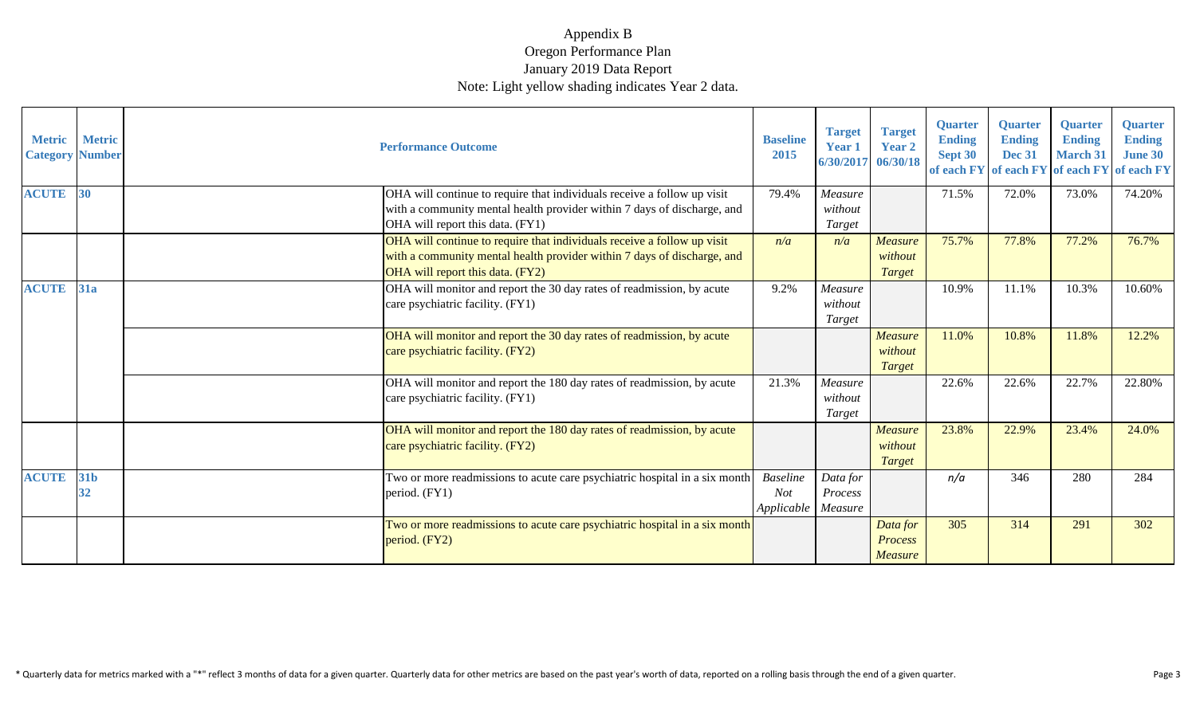Appendix B

Oregon Performance Plan

January 2019 Data Report

Note: Light yellow shading indicates Year 2 data.

| Metric Category | Metric Number | | Performance Outcome | Baseline 2015 | Target Year 1 6/30/2017 | Target Year 2 06/30/18 | Quarter Ending Sept 30 of each FY | Quarter Ending Dec 31 of each FY | Quarter Ending March 31 of each FY | Quarter Ending June 30 of each FY |
|---|---|---|---|---|---|---|---|---|---|---|
| **ACUTE** | **30** | | OHA will continue to require that individuals receive a follow up visit with a community mental health provider within 7 days of discharge, and OHA will report this data. (FY1) | 79.4% | *Measure without Target* | | 71.5% | 72.0% | 73.0% | 74.20% |
| | | | OHA will continue to require that individuals receive a follow up visit with a community mental health provider within 7 days of discharge, and OHA will report this data. (FY2) | *n/a* | *n/a* | *Measure without Target* | 75.7% | 77.8% | 77.2% | 76.7% |
| **ACUTE** | **31a** | | OHA will monitor and report the 30 day rates of readmission, by acute care psychiatric facility. (FY1) | 9.2% | *Measure without Target* | | 10.9% | 11.1% | 10.3% | 10.60% |
| | | | OHA will monitor and report the 30 day rates of readmission, by acute care psychiatric facility. (FY2) | | | *Measure without Target* | 11.0% | 10.8% | 11.8% | 12.2% |
| | | | OHA will monitor and report the 180 day rates of readmission, by acute care psychiatric facility. (FY1) | 21.3% | *Measure without Target* | | 22.6% | 22.6% | 22.7% | 22.80% |
| | | | OHA will monitor and report the 180 day rates of readmission, by acute care psychiatric facility. (FY2) | | | *Measure without Target* | 23.8% | 22.9% | 23.4% | 24.0% |
| **ACUTE** | **31b 32** | | Two or more readmissions to acute care psychiatric hospital in a six month period. (FY1) | *Baseline Not Applicable* | *Data for Process Measure* | | *n/a* | 346 | 280 | 284 |
| | | | Two or more readmissions to acute care psychiatric hospital in a six month period. (FY2) | | | *Data for Process Measure* | 305 | 314 | 291 | 302 |

* Quarterly data for metrics marked with a "*" reflect 3 months of data for a given quarter. Quarterly data for other metrics are based on the past year's worth of data, reported on a rolling basis through the end of a given quarter.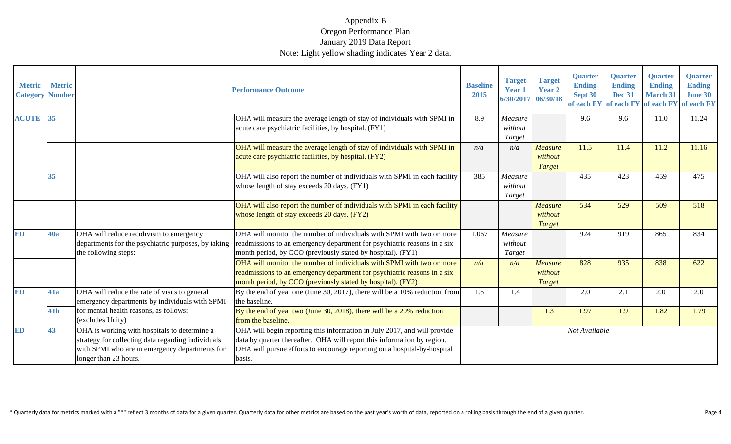Appendix B
Oregon Performance Plan
January 2019 Data Report
Note: Light yellow shading indicates Year 2 data.

| Metric Category | Metric Number | Performance Outcome | | Baseline 2015 | Target Year 1 6/30/2017 | Target Year 2 06/30/18 | Quarter Ending Sept 30 of each FY | Quarter Ending Dec 31 of each FY | Quarter Ending March 31 of each FY | Quarter Ending June 30 of each FY |
|---|---|---|---|---|---|---|---|---|---|---|
| ACUTE | 35 | | OHA will measure the average length of stay of individuals with SPMI in acute care psychiatric facilities, by hospital. (FY1) | 8.9 | *Measure without Target* | | 9.6 | 9.6 | 11.0 | 11.24 |
| | | | OHA will measure the average length of stay of individuals with SPMI in acute care psychiatric facilities, by hospital. (FY2) | *n/a* | *n/a* | *Measure without Target* | 11.5 | 11.4 | 11.2 | 11.16 |
| | 35 | | OHA will also report the number of individuals with SPMI in each facility whose length of stay exceeds 20 days. (FY1) | 385 | *Measure without Target* | | 435 | 423 | 459 | 475 |
| | | | OHA will also report the number of individuals with SPMI in each facility whose length of stay exceeds 20 days. (FY2) | | | *Measure without Target* | 534 | 529 | 509 | 518 |
| ED | 40a | OHA will reduce recidivism to emergency departments for the psychiatric purposes, by taking the following steps: | OHA will monitor the number of individuals with SPMI with two or more readmissions to an emergency department for psychiatric reasons in a six month period, by CCO (previously stated by hospital). (FY1) | 1,067 | *Measure without Target* | | 924 | 919 | 865 | 834 |
| | | | OHA will monitor the number of individuals with SPMI with two or more readmissions to an emergency department for psychiatric reasons in a six month period, by CCO (previously stated by hospital). (FY2) | *n/a* | *n/a* | *Measure without Target* | 828 | 935 | 838 | 622 |
| ED | 41a | OHA will reduce the rate of visits to general emergency departments by individuals with SPMI for mental health reasons, as follows: (excludes Unity) | By the end of year one (June 30, 2017), there will be a 10% reduction from the baseline. | 1.5 | 1.4 | | 2.0 | 2.1 | 2.0 | 2.0 |
| | 41b | | By the end of year two (June 30, 2018), there will be a 20% reduction from the baseline. | | | 1.3 | 1.97 | 1.9 | 1.82 | 1.79 |
| ED | 43 | OHA is working with hospitals to determine a strategy for collecting data regarding individuals with SPMI who are in emergency departments for longer than 23 hours. | OHA will begin reporting this information in July 2017, and will provide data by quarter thereafter. OHA will report this information by region. OHA will pursue efforts to encourage reporting on a hospital-by-hospital basis. | *Not Available* | | | | | | |

\* Quarterly data for metrics marked with a "*" reflect 3 months of data for a given quarter. Quarterly data for other metrics are based on the past year's worth of data, reported on a rolling basis through the end of a given quarter.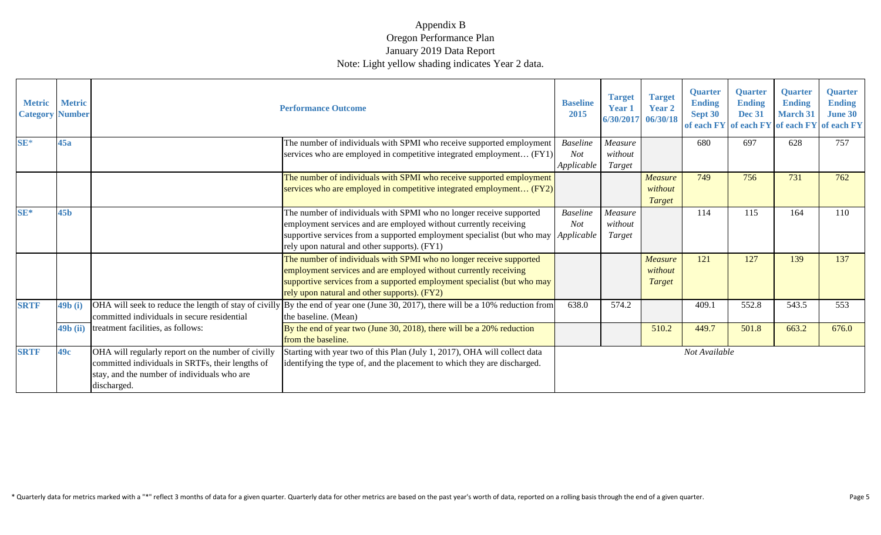Appendix B
Oregon Performance Plan
January 2019 Data Report
Note: Light yellow shading indicates Year 2 data.

| Metric Category | Metric Number | | Performance Outcome | Baseline 2015 | Target Year 1 6/30/2017 | Target Year 2 06/30/18 | Quarter Ending Sept 30 of each FY | Quarter Ending Dec 31 of each FY | Quarter Ending March 31 of each FY | Quarter Ending June 30 of each FY |
|---|---|---|---|---|---|---|---|---|---|---|
| SE* | 45a | | The number of individuals with SPMI who receive supported employment services who are employed in competitive integrated employment… (FY1) | *Baseline Not Applicable* | *Measure without Target* | | 680 | 697 | 628 | 757 |
| | | | The number of individuals with SPMI who receive supported employment services who are employed in competitive integrated employment… (FY2) | | | *Measure without Target* | 749 | 756 | 731 | 762 |
| SE* | 45b | | The number of individuals with SPMI who no longer receive supported employment services and are employed without currently receiving supportive services from a supported employment specialist (but who may rely upon natural and other supports). (FY1) | *Baseline Not Applicable* | *Measure without Target* | | 114 | 115 | 164 | 110 |
| | | | The number of individuals with SPMI who no longer receive supported employment services and are employed without currently receiving supportive services from a supported employment specialist (but who may rely upon natural and other supports). (FY2) | | | *Measure without Target* | 121 | 127 | 139 | 137 |
| SRTF | 49b (i) | OHA will seek to reduce the length of stay of civilly committed individuals in secure residential treatment facilities, as follows: | By the end of year one (June 30, 2017), there will be a 10% reduction from the baseline. (Mean) | 638.0 | 574.2 | | 409.1 | 552.8 | 543.5 | 553 |
| | 49b (ii) | | By the end of year two (June 30, 2018), there will be a 20% reduction from the baseline. | | | 510.2 | 449.7 | 501.8 | 663.2 | 676.0 |
| SRTF | 49c | OHA will regularly report on the number of civilly committed individuals in SRTFs, their lengths of stay, and the number of individuals who are discharged. | Starting with year two of this Plan (July 1, 2017), OHA will collect data identifying the type of, and the placement to which they are discharged. | *Not Available* | | | | | | |

\* Quarterly data for metrics marked with a "*" reflect 3 months of data for a given quarter. Quarterly data for other metrics are based on the past year's worth of data, reported on a rolling basis through the end of a given quarter.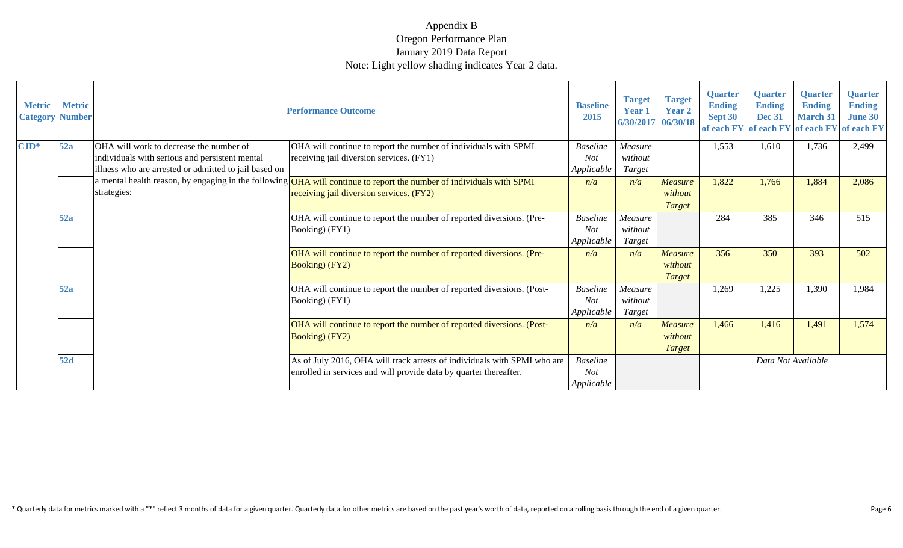Appendix B
Oregon Performance Plan
January 2019 Data Report
Note: Light yellow shading indicates Year 2 data.

| Metric Category | Metric Number | Performance Outcome | | Baseline 2015 | Target Year 1 6/30/2017 | Target Year 2 06/30/18 | Quarter Ending Sept 30 of each FY | Quarter Ending Dec 31 of each FY | Quarter Ending March 31 of each FY | Quarter Ending June 30 of each FY |
|---|---|---|---|---|---|---|---|---|---|---|
| CJD* | 52a | OHA will work to decrease the number of individuals with serious and persistent mental illness who are arrested or admitted to jail based on a mental health reason, by engaging in the following strategies: | OHA will continue to report the number of individuals with SPMI receiving jail diversion services. (FY1) | *Baseline Not Applicable* | *Measure without Target* | | 1,553 | 1,610 | 1,736 | 2,499 |
| | | | OHA will continue to report the number of individuals with SPMI receiving jail diversion services. (FY2) | *n/a* | *n/a* | *Measure without Target* | 1,822 | 1,766 | 1,884 | 2,086 |
| | 52a | | OHA will continue to report the number of reported diversions. (Pre-Booking) (FY1) | *Baseline Not Applicable* | *Measure without Target* | | 284 | 385 | 346 | 515 |
| | | | OHA will continue to report the number of reported diversions. (Pre-Booking) (FY2) | *n/a* | *n/a* | *Measure without Target* | 356 | 350 | 393 | 502 |
| | 52a | | OHA will continue to report the number of reported diversions. (Post-Booking) (FY1) | *Baseline Not Applicable* | *Measure without Target* | | 1,269 | 1,225 | 1,390 | 1,984 |
| | | | OHA will continue to report the number of reported diversions. (Post-Booking) (FY2) | *n/a* | *n/a* | *Measure without Target* | 1,466 | 1,416 | 1,491 | 1,574 |
| | 52d | | As of July 2016, OHA will track arrests of individuals with SPMI who are enrolled in services and will provide data by quarter thereafter. | *Baseline Not Applicable* | | | *Data Not Available* | | | |

\* Quarterly data for metrics marked with a "*" reflect 3 months of data for a given quarter. Quarterly data for other metrics are based on the past year's worth of data, reported on a rolling basis through the end of a given quarter.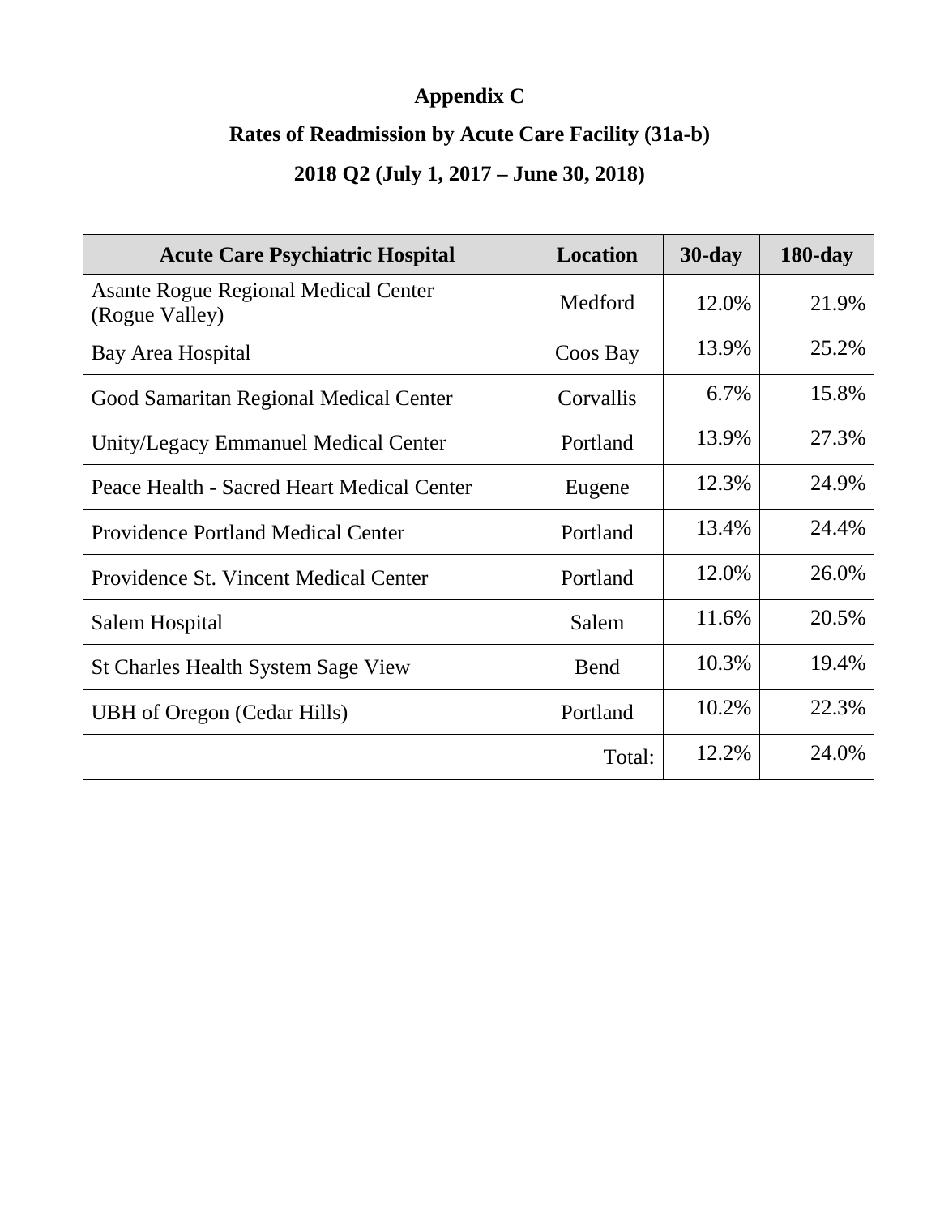# Appendix C

## Rates of Readmission by Acute Care Facility (31a-b)

## 2018 Q2 (July 1, 2017 – June 30, 2018)

| Acute Care Psychiatric Hospital | Location | 30-day | 180-day |
|---|---|---|---|
| Asante Rogue Regional Medical Center (Rogue Valley) | Medford | 12.0% | 21.9% |
| Bay Area Hospital | Coos Bay | 13.9% | 25.2% |
| Good Samaritan Regional Medical Center | Corvallis | 6.7% | 15.8% |
| Unity/Legacy Emmanuel Medical Center | Portland | 13.9% | 27.3% |
| Peace Health - Sacred Heart Medical Center | Eugene | 12.3% | 24.9% |
| Providence Portland Medical Center | Portland | 13.4% | 24.4% |
| Providence St. Vincent Medical Center | Portland | 12.0% | 26.0% |
| Salem Hospital | Salem | 11.6% | 20.5% |
| St Charles Health System Sage View | Bend | 10.3% | 19.4% |
| UBH of Oregon (Cedar Hills) | Portland | 10.2% | 22.3% |
| | Total: | 12.2% | 24.0% |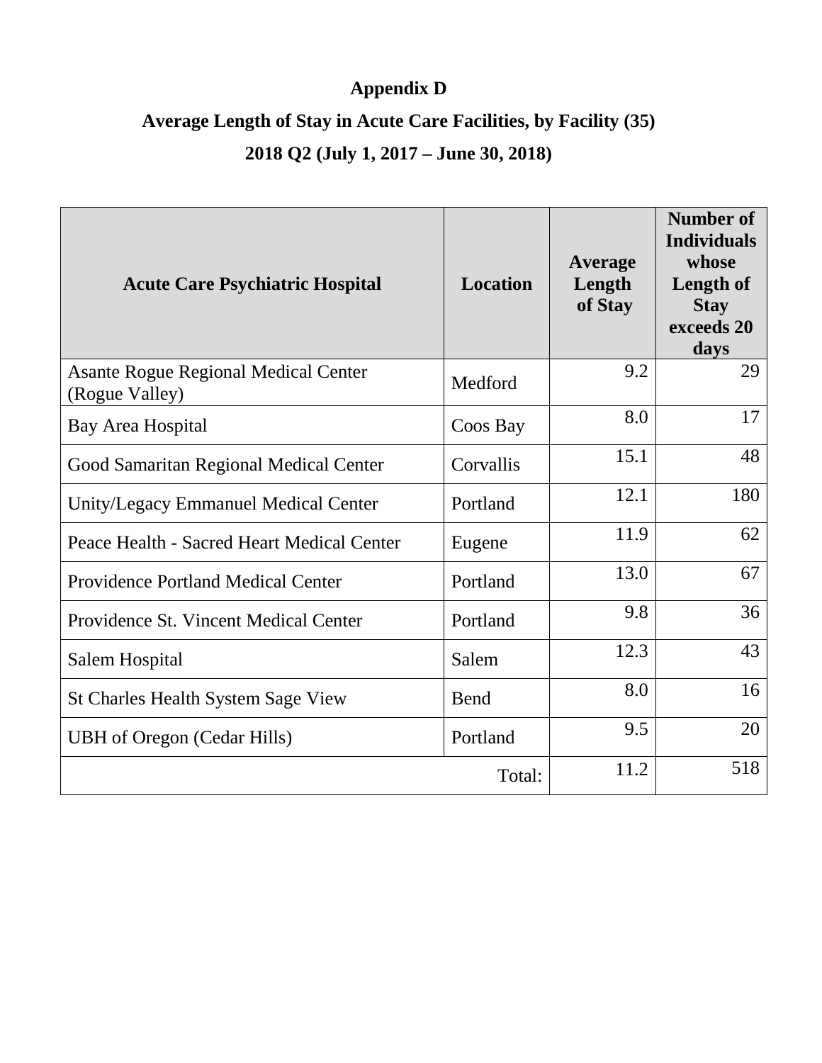# Appendix D

## Average Length of Stay in Acute Care Facilities, by Facility (35)

## 2018 Q2 (July 1, 2017 – June 30, 2018)

| Acute Care Psychiatric Hospital | Location | Average Length of Stay | Number of Individuals whose Length of Stay exceeds 20 days |
|---|---|---|---|
| Asante Rogue Regional Medical Center (Rogue Valley) | Medford | 9.2 | 29 |
| Bay Area Hospital | Coos Bay | 8.0 | 17 |
| Good Samaritan Regional Medical Center | Corvallis | 15.1 | 48 |
| Unity/Legacy Emmanuel Medical Center | Portland | 12.1 | 180 |
| Peace Health - Sacred Heart Medical Center | Eugene | 11.9 | 62 |
| Providence Portland Medical Center | Portland | 13.0 | 67 |
| Providence St. Vincent Medical Center | Portland | 9.8 | 36 |
| Salem Hospital | Salem | 12.3 | 43 |
| St Charles Health System Sage View | Bend | 8.0 | 16 |
| UBH of Oregon (Cedar Hills) | Portland | 9.5 | 20 |
| Total: | | 11.2 | 518 |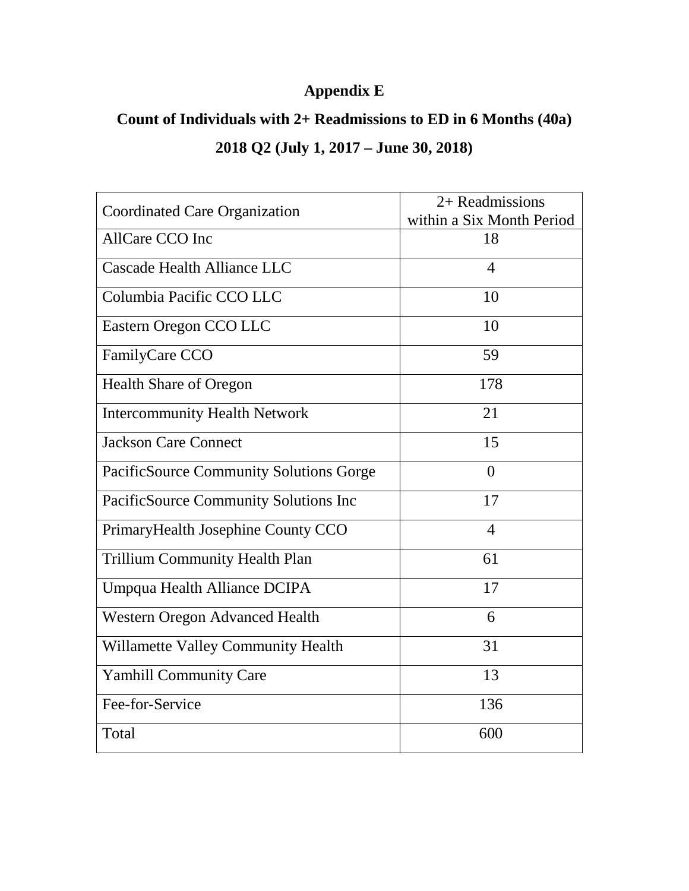# Appendix E

## Count of Individuals with 2+ Readmissions to ED in 6 Months (40a)

## 2018 Q2 (July 1, 2017 – June 30, 2018)

| Coordinated Care Organization | 2+ Readmissions within a Six Month Period |
|---|---|
| AllCare CCO Inc | 18 |
| Cascade Health Alliance LLC | 4 |
| Columbia Pacific CCO LLC | 10 |
| Eastern Oregon CCO LLC | 10 |
| FamilyCare CCO | 59 |
| Health Share of Oregon | 178 |
| Intercommunity Health Network | 21 |
| Jackson Care Connect | 15 |
| PacificSource Community Solutions Gorge | 0 |
| PacificSource Community Solutions Inc | 17 |
| PrimaryHealth Josephine County CCO | 4 |
| Trillium Community Health Plan | 61 |
| Umpqua Health Alliance DCIPA | 17 |
| Western Oregon Advanced Health | 6 |
| Willamette Valley Community Health | 31 |
| Yamhill Community Care | 13 |
| Fee-for-Service | 136 |
| Total | 600 |